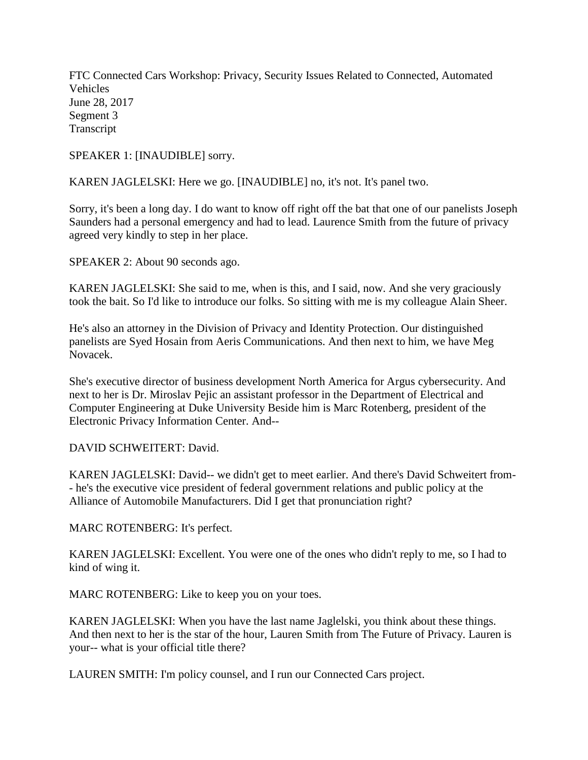FTC Connected Cars Workshop: Privacy, Security Issues Related to Connected, Automated Vehicles
June 28, 2017
Segment 3
Transcript

SPEAKER 1: [INAUDIBLE] sorry.

KAREN JAGLELSKI: Here we go. [INAUDIBLE] no, it's not. It's panel two.

Sorry, it's been a long day. I do want to know off right off the bat that one of our panelists Joseph Saunders had a personal emergency and had to lead. Laurence Smith from the future of privacy agreed very kindly to step in her place.

SPEAKER 2: About 90 seconds ago.

KAREN JAGLELSKI: She said to me, when is this, and I said, now. And she very graciously took the bait. So I'd like to introduce our folks. So sitting with me is my colleague Alain Sheer.

He's also an attorney in the Division of Privacy and Identity Protection. Our distinguished panelists are Syed Hosain from Aeris Communications. And then next to him, we have Meg Novacek.

She's executive director of business development North America for Argus cybersecurity. And next to her is Dr. Miroslav Pejic an assistant professor in the Department of Electrical and Computer Engineering at Duke University Beside him is Marc Rotenberg, president of the Electronic Privacy Information Center. And--

DAVID SCHWEITERT: David.

KAREN JAGLELSKI: David-- we didn't get to meet earlier. And there's David Schweitert from-- he's the executive vice president of federal government relations and public policy at the Alliance of Automobile Manufacturers. Did I get that pronunciation right?

MARC ROTENBERG: It's perfect.

KAREN JAGLELSKI: Excellent. You were one of the ones who didn't reply to me, so I had to kind of wing it.

MARC ROTENBERG: Like to keep you on your toes.

KAREN JAGLELSKI: When you have the last name Jaglelski, you think about these things. And then next to her is the star of the hour, Lauren Smith from The Future of Privacy. Lauren is your-- what is your official title there?

LAUREN SMITH: I'm policy counsel, and I run our Connected Cars project.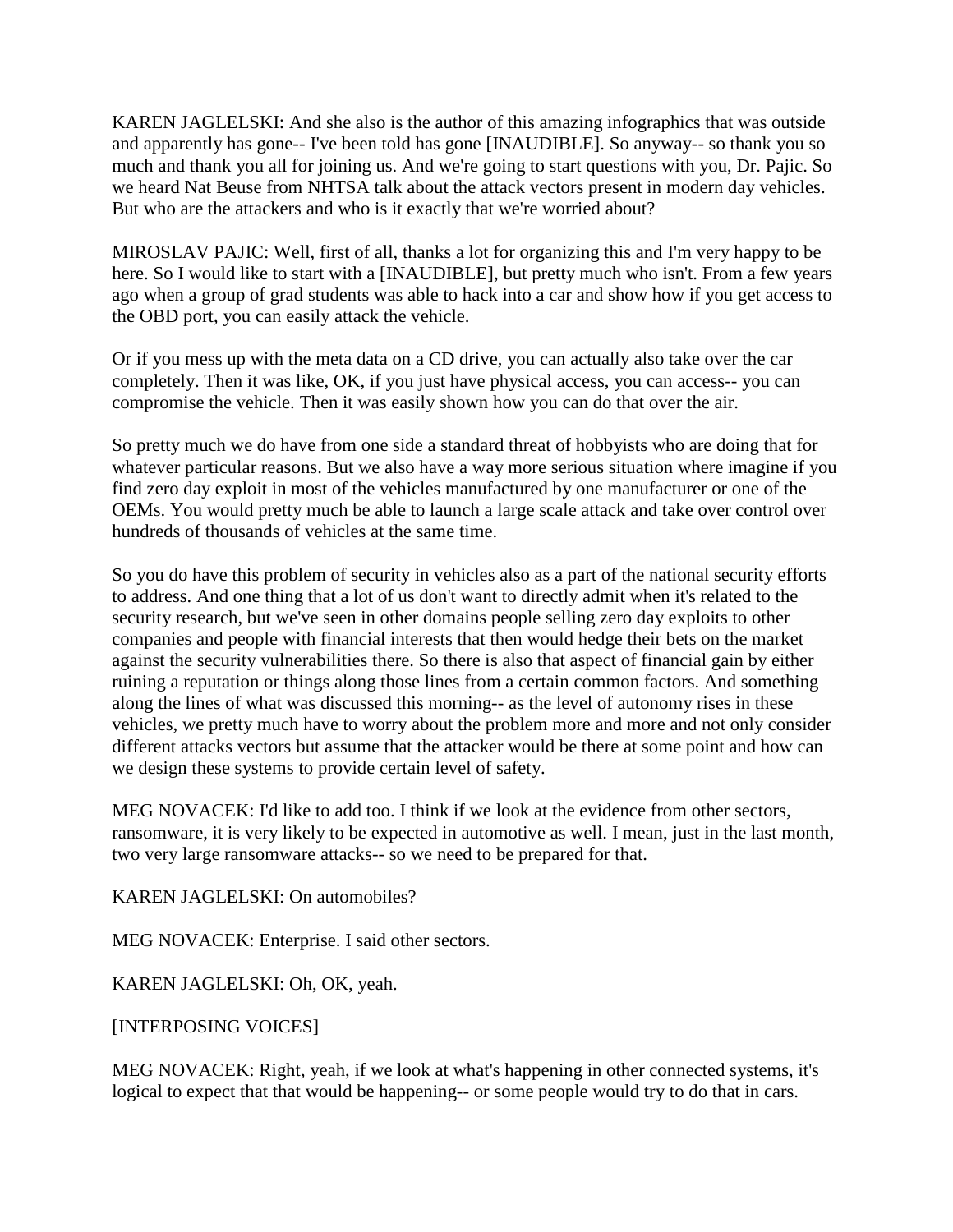KAREN JAGLELSKI: And she also is the author of this amazing infographics that was outside and apparently has gone-- I've been told has gone [INAUDIBLE]. So anyway-- so thank you so much and thank you all for joining us. And we're going to start questions with you, Dr. Pajic. So we heard Nat Beuse from NHTSA talk about the attack vectors present in modern day vehicles. But who are the attackers and who is it exactly that we're worried about?

MIROSLAV PAJIC: Well, first of all, thanks a lot for organizing this and I'm very happy to be here. So I would like to start with a [INAUDIBLE], but pretty much who isn't. From a few years ago when a group of grad students was able to hack into a car and show how if you get access to the OBD port, you can easily attack the vehicle.

Or if you mess up with the meta data on a CD drive, you can actually also take over the car completely. Then it was like, OK, if you just have physical access, you can access-- you can compromise the vehicle. Then it was easily shown how you can do that over the air.

So pretty much we do have from one side a standard threat of hobbyists who are doing that for whatever particular reasons. But we also have a way more serious situation where imagine if you find zero day exploit in most of the vehicles manufactured by one manufacturer or one of the OEMs. You would pretty much be able to launch a large scale attack and take over control over hundreds of thousands of vehicles at the same time.

So you do have this problem of security in vehicles also as a part of the national security efforts to address. And one thing that a lot of us don't want to directly admit when it's related to the security research, but we've seen in other domains people selling zero day exploits to other companies and people with financial interests that then would hedge their bets on the market against the security vulnerabilities there. So there is also that aspect of financial gain by either ruining a reputation or things along those lines from a certain common factors. And something along the lines of what was discussed this morning-- as the level of autonomy rises in these vehicles, we pretty much have to worry about the problem more and more and not only consider different attacks vectors but assume that the attacker would be there at some point and how can we design these systems to provide certain level of safety.

MEG NOVACEK: I'd like to add too. I think if we look at the evidence from other sectors, ransomware, it is very likely to be expected in automotive as well. I mean, just in the last month, two very large ransomware attacks-- so we need to be prepared for that.

KAREN JAGLELSKI: On automobiles?

MEG NOVACEK: Enterprise. I said other sectors.

KAREN JAGLELSKI: Oh, OK, yeah.

[INTERPOSING VOICES]

MEG NOVACEK: Right, yeah, if we look at what's happening in other connected systems, it's logical to expect that that would be happening-- or some people would try to do that in cars.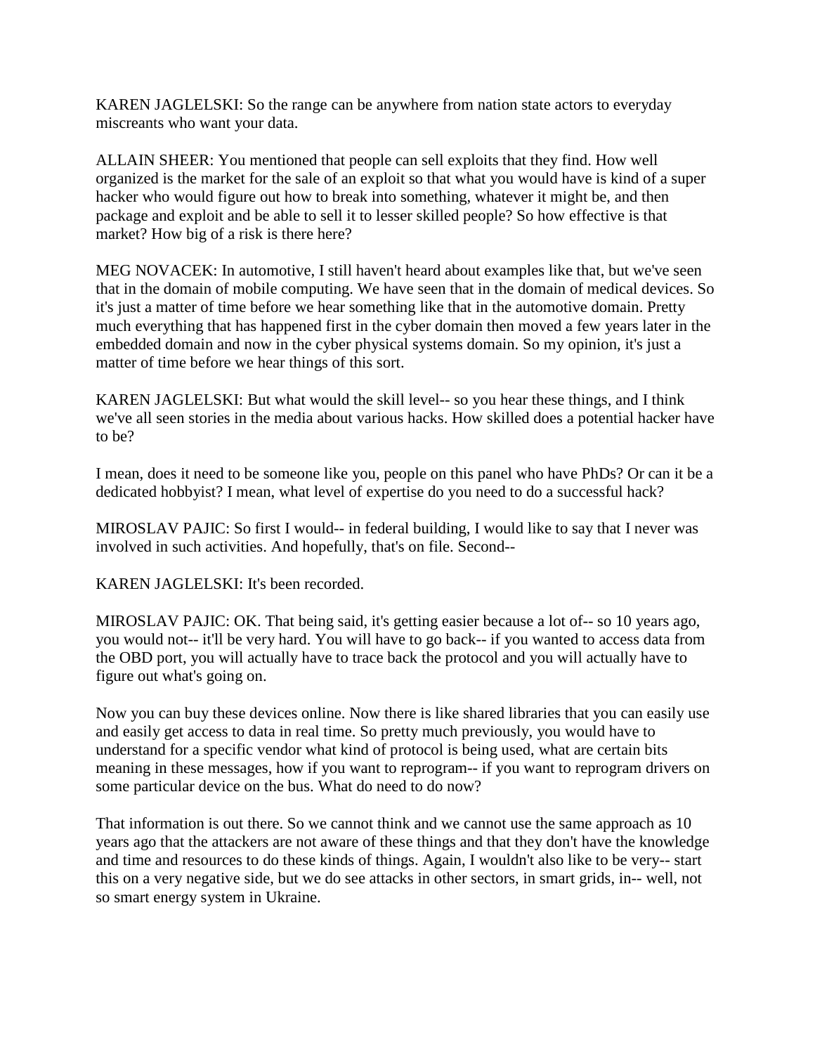KAREN JAGLELSKI: So the range can be anywhere from nation state actors to everyday miscreants who want your data.

ALLAIN SHEER: You mentioned that people can sell exploits that they find. How well organized is the market for the sale of an exploit so that what you would have is kind of a super hacker who would figure out how to break into something, whatever it might be, and then package and exploit and be able to sell it to lesser skilled people? So how effective is that market? How big of a risk is there here?

MEG NOVACEK: In automotive, I still haven't heard about examples like that, but we've seen that in the domain of mobile computing. We have seen that in the domain of medical devices. So it's just a matter of time before we hear something like that in the automotive domain. Pretty much everything that has happened first in the cyber domain then moved a few years later in the embedded domain and now in the cyber physical systems domain. So my opinion, it's just a matter of time before we hear things of this sort.

KAREN JAGLELSKI: But what would the skill level-- so you hear these things, and I think we've all seen stories in the media about various hacks. How skilled does a potential hacker have to be?

I mean, does it need to be someone like you, people on this panel who have PhDs? Or can it be a dedicated hobbyist? I mean, what level of expertise do you need to do a successful hack?

MIROSLAV PAJIC: So first I would-- in federal building, I would like to say that I never was involved in such activities. And hopefully, that's on file. Second--

KAREN JAGLELSKI: It's been recorded.

MIROSLAV PAJIC: OK. That being said, it's getting easier because a lot of-- so 10 years ago, you would not-- it'll be very hard. You will have to go back-- if you wanted to access data from the OBD port, you will actually have to trace back the protocol and you will actually have to figure out what's going on.

Now you can buy these devices online. Now there is like shared libraries that you can easily use and easily get access to data in real time. So pretty much previously, you would have to understand for a specific vendor what kind of protocol is being used, what are certain bits meaning in these messages, how if you want to reprogram-- if you want to reprogram drivers on some particular device on the bus. What do need to do now?

That information is out there. So we cannot think and we cannot use the same approach as 10 years ago that the attackers are not aware of these things and that they don't have the knowledge and time and resources to do these kinds of things. Again, I wouldn't also like to be very-- start this on a very negative side, but we do see attacks in other sectors, in smart grids, in-- well, not so smart energy system in Ukraine.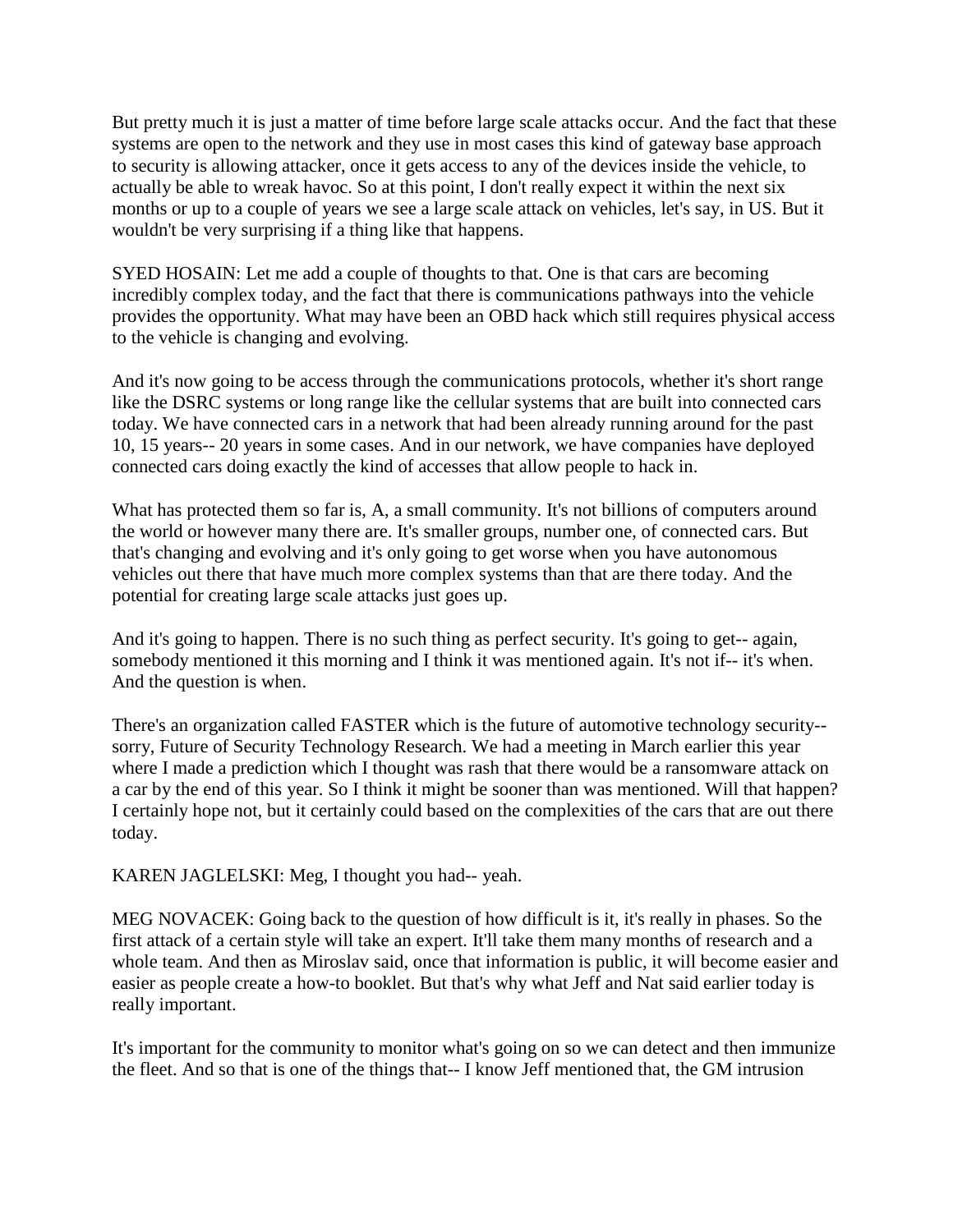But pretty much it is just a matter of time before large scale attacks occur. And the fact that these systems are open to the network and they use in most cases this kind of gateway base approach to security is allowing attacker, once it gets access to any of the devices inside the vehicle, to actually be able to wreak havoc. So at this point, I don't really expect it within the next six months or up to a couple of years we see a large scale attack on vehicles, let's say, in US. But it wouldn't be very surprising if a thing like that happens.

SYED HOSAIN: Let me add a couple of thoughts to that. One is that cars are becoming incredibly complex today, and the fact that there is communications pathways into the vehicle provides the opportunity. What may have been an OBD hack which still requires physical access to the vehicle is changing and evolving.

And it's now going to be access through the communications protocols, whether it's short range like the DSRC systems or long range like the cellular systems that are built into connected cars today. We have connected cars in a network that had been already running around for the past 10, 15 years-- 20 years in some cases. And in our network, we have companies have deployed connected cars doing exactly the kind of accesses that allow people to hack in.

What has protected them so far is, A, a small community. It's not billions of computers around the world or however many there are. It's smaller groups, number one, of connected cars. But that's changing and evolving and it's only going to get worse when you have autonomous vehicles out there that have much more complex systems than that are there today. And the potential for creating large scale attacks just goes up.

And it's going to happen. There is no such thing as perfect security. It's going to get-- again, somebody mentioned it this morning and I think it was mentioned again. It's not if-- it's when. And the question is when.

There's an organization called FASTER which is the future of automotive technology security-- sorry, Future of Security Technology Research. We had a meeting in March earlier this year where I made a prediction which I thought was rash that there would be a ransomware attack on a car by the end of this year. So I think it might be sooner than was mentioned. Will that happen? I certainly hope not, but it certainly could based on the complexities of the cars that are out there today.

KAREN JAGLELSKI: Meg, I thought you had-- yeah.

MEG NOVACEK: Going back to the question of how difficult is it, it's really in phases. So the first attack of a certain style will take an expert. It'll take them many months of research and a whole team. And then as Miroslav said, once that information is public, it will become easier and easier as people create a how-to booklet. But that's why what Jeff and Nat said earlier today is really important.

It's important for the community to monitor what's going on so we can detect and then immunize the fleet. And so that is one of the things that-- I know Jeff mentioned that, the GM intrusion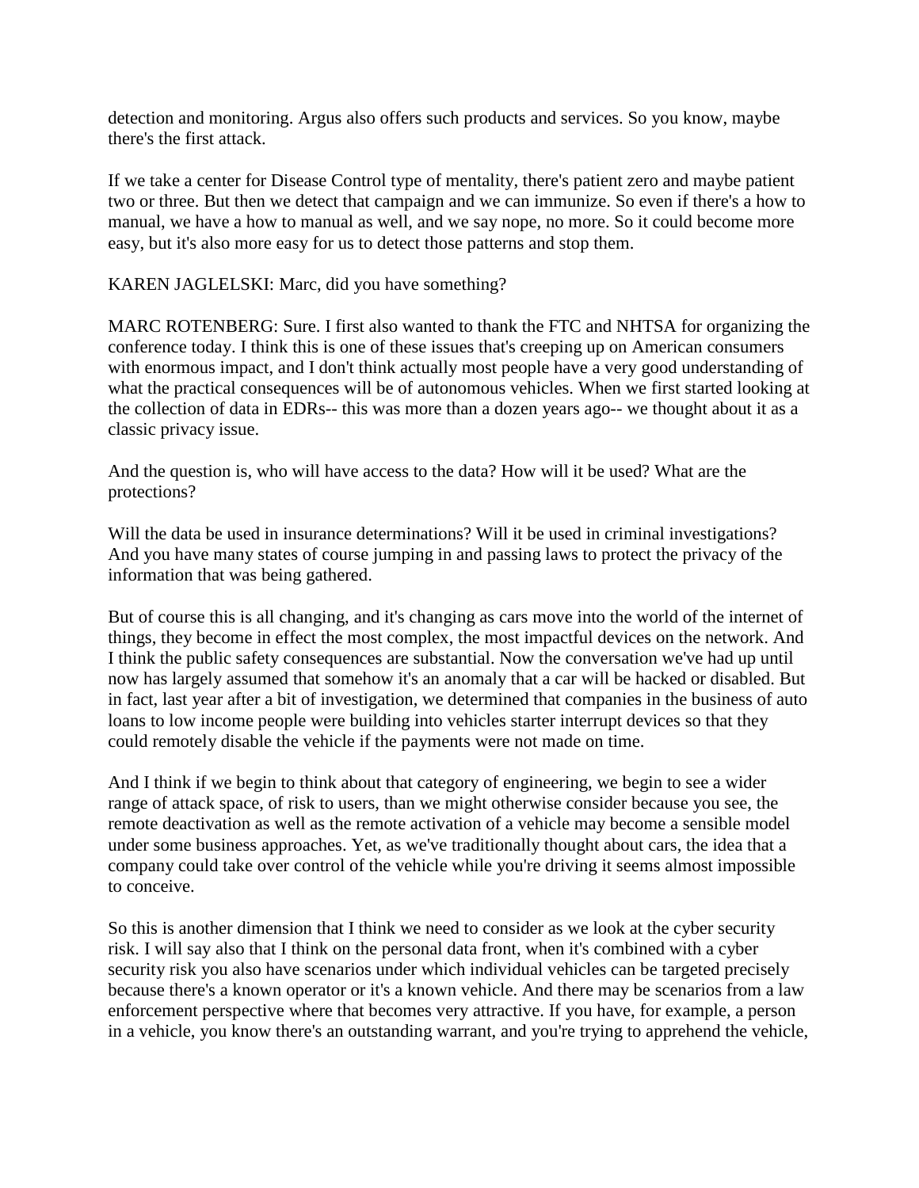detection and monitoring. Argus also offers such products and services. So you know, maybe there's the first attack.

If we take a center for Disease Control type of mentality, there's patient zero and maybe patient two or three. But then we detect that campaign and we can immunize. So even if there's a how to manual, we have a how to manual as well, and we say nope, no more. So it could become more easy, but it's also more easy for us to detect those patterns and stop them.

KAREN JAGLELSKI: Marc, did you have something?

MARC ROTENBERG: Sure. I first also wanted to thank the FTC and NHTSA for organizing the conference today. I think this is one of these issues that's creeping up on American consumers with enormous impact, and I don't think actually most people have a very good understanding of what the practical consequences will be of autonomous vehicles. When we first started looking at the collection of data in EDRs-- this was more than a dozen years ago-- we thought about it as a classic privacy issue.

And the question is, who will have access to the data? How will it be used? What are the protections?

Will the data be used in insurance determinations? Will it be used in criminal investigations? And you have many states of course jumping in and passing laws to protect the privacy of the information that was being gathered.

But of course this is all changing, and it's changing as cars move into the world of the internet of things, they become in effect the most complex, the most impactful devices on the network. And I think the public safety consequences are substantial. Now the conversation we've had up until now has largely assumed that somehow it's an anomaly that a car will be hacked or disabled. But in fact, last year after a bit of investigation, we determined that companies in the business of auto loans to low income people were building into vehicles starter interrupt devices so that they could remotely disable the vehicle if the payments were not made on time.

And I think if we begin to think about that category of engineering, we begin to see a wider range of attack space, of risk to users, than we might otherwise consider because you see, the remote deactivation as well as the remote activation of a vehicle may become a sensible model under some business approaches. Yet, as we've traditionally thought about cars, the idea that a company could take over control of the vehicle while you're driving it seems almost impossible to conceive.

So this is another dimension that I think we need to consider as we look at the cyber security risk. I will say also that I think on the personal data front, when it's combined with a cyber security risk you also have scenarios under which individual vehicles can be targeted precisely because there's a known operator or it's a known vehicle. And there may be scenarios from a law enforcement perspective where that becomes very attractive. If you have, for example, a person in a vehicle, you know there's an outstanding warrant, and you're trying to apprehend the vehicle,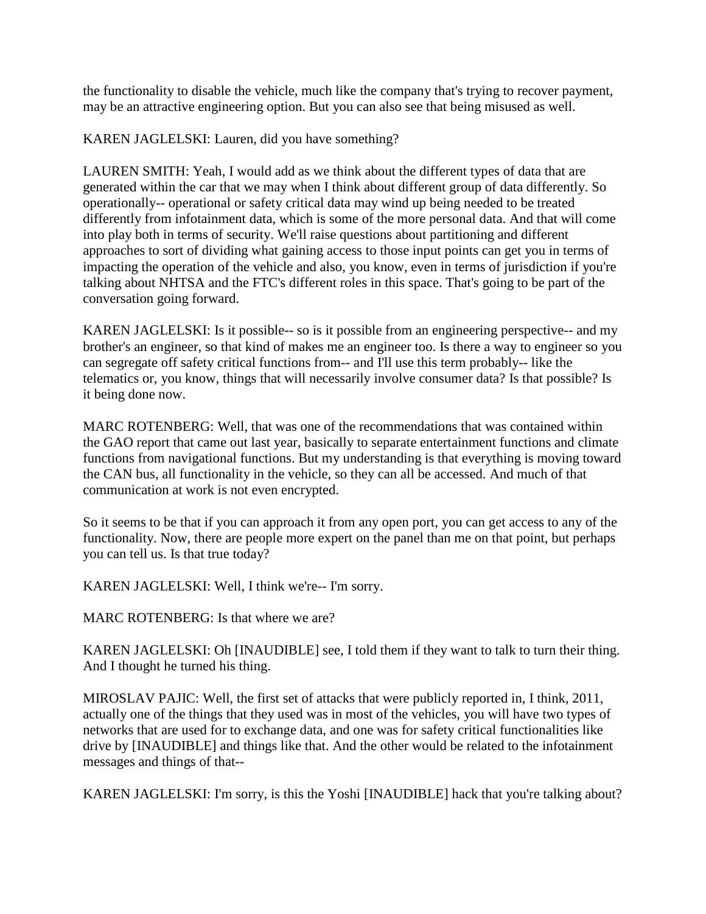the functionality to disable the vehicle, much like the company that's trying to recover payment, may be an attractive engineering option. But you can also see that being misused as well.

KAREN JAGLELSKI: Lauren, did you have something?

LAUREN SMITH: Yeah, I would add as we think about the different types of data that are generated within the car that we may when I think about different group of data differently. So operationally-- operational or safety critical data may wind up being needed to be treated differently from infotainment data, which is some of the more personal data. And that will come into play both in terms of security. We'll raise questions about partitioning and different approaches to sort of dividing what gaining access to those input points can get you in terms of impacting the operation of the vehicle and also, you know, even in terms of jurisdiction if you're talking about NHTSA and the FTC's different roles in this space. That's going to be part of the conversation going forward.

KAREN JAGLELSKI: Is it possible-- so is it possible from an engineering perspective-- and my brother's an engineer, so that kind of makes me an engineer too. Is there a way to engineer so you can segregate off safety critical functions from-- and I'll use this term probably-- like the telematics or, you know, things that will necessarily involve consumer data? Is that possible? Is it being done now.

MARC ROTENBERG: Well, that was one of the recommendations that was contained within the GAO report that came out last year, basically to separate entertainment functions and climate functions from navigational functions. But my understanding is that everything is moving toward the CAN bus, all functionality in the vehicle, so they can all be accessed. And much of that communication at work is not even encrypted.

So it seems to be that if you can approach it from any open port, you can get access to any of the functionality. Now, there are people more expert on the panel than me on that point, but perhaps you can tell us. Is that true today?

KAREN JAGLELSKI: Well, I think we're-- I'm sorry.

MARC ROTENBERG: Is that where we are?

KAREN JAGLELSKI: Oh [INAUDIBLE] see, I told them if they want to talk to turn their thing. And I thought he turned his thing.

MIROSLAV PAJIC: Well, the first set of attacks that were publicly reported in, I think, 2011, actually one of the things that they used was in most of the vehicles, you will have two types of networks that are used for to exchange data, and one was for safety critical functionalities like drive by [INAUDIBLE] and things like that. And the other would be related to the infotainment messages and things of that--

KAREN JAGLELSKI: I'm sorry, is this the Yoshi [INAUDIBLE] hack that you're talking about?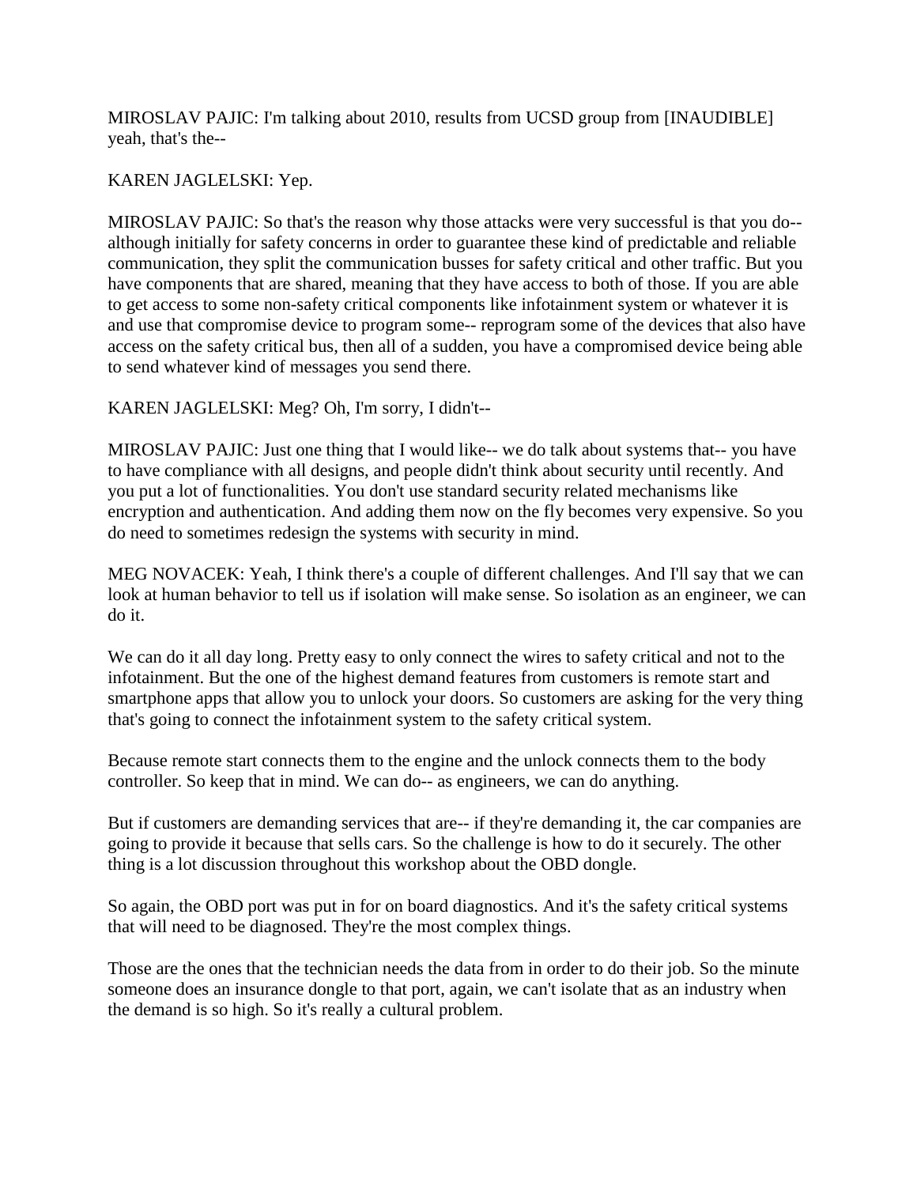MIROSLAV PAJIC: I'm talking about 2010, results from UCSD group from [INAUDIBLE] yeah, that's the--

KAREN JAGLELSKI: Yep.

MIROSLAV PAJIC: So that's the reason why those attacks were very successful is that you do-- although initially for safety concerns in order to guarantee these kind of predictable and reliable communication, they split the communication busses for safety critical and other traffic. But you have components that are shared, meaning that they have access to both of those. If you are able to get access to some non-safety critical components like infotainment system or whatever it is and use that compromise device to program some-- reprogram some of the devices that also have access on the safety critical bus, then all of a sudden, you have a compromised device being able to send whatever kind of messages you send there.

KAREN JAGLELSKI: Meg? Oh, I'm sorry, I didn't--

MIROSLAV PAJIC: Just one thing that I would like-- we do talk about systems that-- you have to have compliance with all designs, and people didn't think about security until recently. And you put a lot of functionalities. You don't use standard security related mechanisms like encryption and authentication. And adding them now on the fly becomes very expensive. So you do need to sometimes redesign the systems with security in mind.

MEG NOVACEK: Yeah, I think there's a couple of different challenges. And I'll say that we can look at human behavior to tell us if isolation will make sense. So isolation as an engineer, we can do it.

We can do it all day long. Pretty easy to only connect the wires to safety critical and not to the infotainment. But the one of the highest demand features from customers is remote start and smartphone apps that allow you to unlock your doors. So customers are asking for the very thing that's going to connect the infotainment system to the safety critical system.

Because remote start connects them to the engine and the unlock connects them to the body controller. So keep that in mind. We can do-- as engineers, we can do anything.

But if customers are demanding services that are-- if they're demanding it, the car companies are going to provide it because that sells cars. So the challenge is how to do it securely. The other thing is a lot discussion throughout this workshop about the OBD dongle.

So again, the OBD port was put in for on board diagnostics. And it's the safety critical systems that will need to be diagnosed. They're the most complex things.

Those are the ones that the technician needs the data from in order to do their job. So the minute someone does an insurance dongle to that port, again, we can't isolate that as an industry when the demand is so high. So it's really a cultural problem.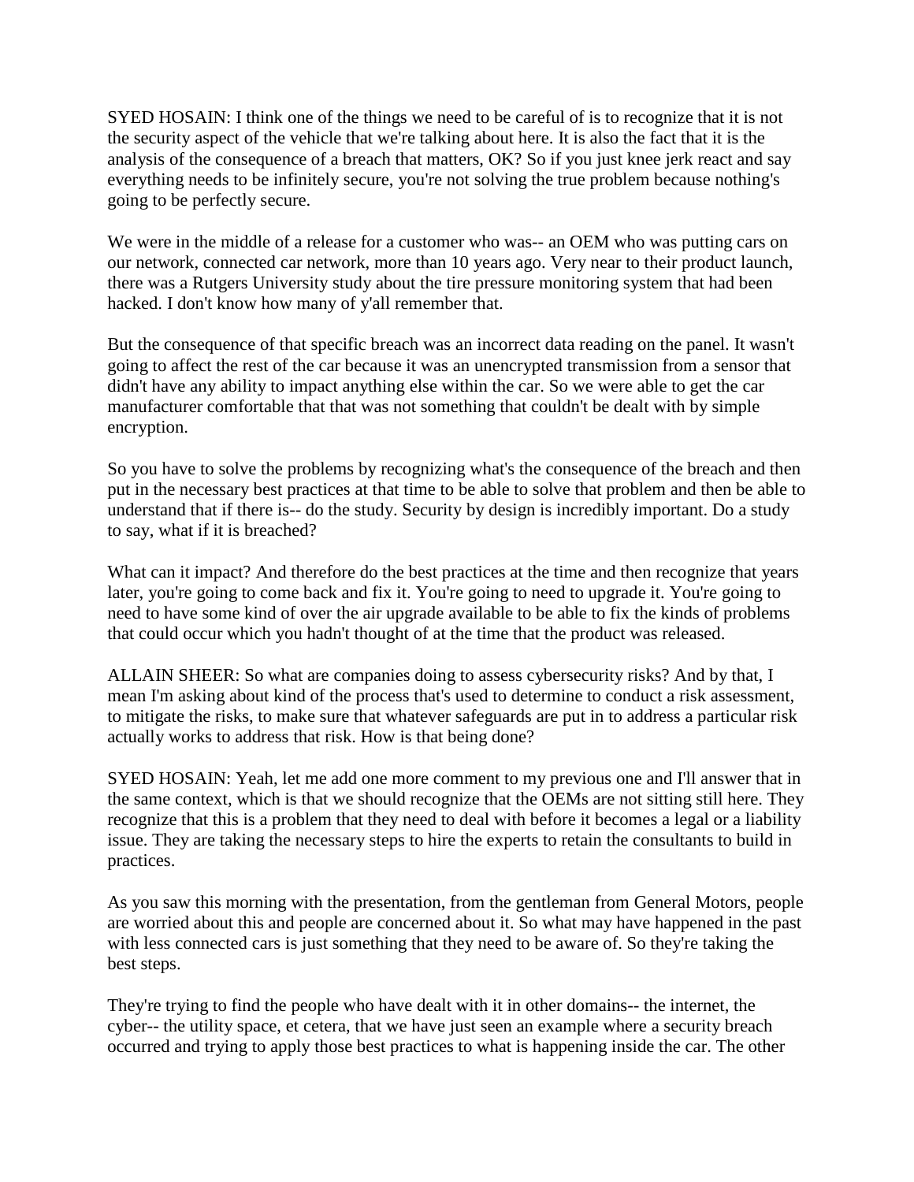SYED HOSAIN: I think one of the things we need to be careful of is to recognize that it is not the security aspect of the vehicle that we're talking about here. It is also the fact that it is the analysis of the consequence of a breach that matters, OK? So if you just knee jerk react and say everything needs to be infinitely secure, you're not solving the true problem because nothing's going to be perfectly secure.

We were in the middle of a release for a customer who was-- an OEM who was putting cars on our network, connected car network, more than 10 years ago. Very near to their product launch, there was a Rutgers University study about the tire pressure monitoring system that had been hacked. I don't know how many of y'all remember that.

But the consequence of that specific breach was an incorrect data reading on the panel. It wasn't going to affect the rest of the car because it was an unencrypted transmission from a sensor that didn't have any ability to impact anything else within the car. So we were able to get the car manufacturer comfortable that that was not something that couldn't be dealt with by simple encryption.

So you have to solve the problems by recognizing what's the consequence of the breach and then put in the necessary best practices at that time to be able to solve that problem and then be able to understand that if there is-- do the study. Security by design is incredibly important. Do a study to say, what if it is breached?

What can it impact? And therefore do the best practices at the time and then recognize that years later, you're going to come back and fix it. You're going to need to upgrade it. You're going to need to have some kind of over the air upgrade available to be able to fix the kinds of problems that could occur which you hadn't thought of at the time that the product was released.

ALLAIN SHEER: So what are companies doing to assess cybersecurity risks? And by that, I mean I'm asking about kind of the process that's used to determine to conduct a risk assessment, to mitigate the risks, to make sure that whatever safeguards are put in to address a particular risk actually works to address that risk. How is that being done?

SYED HOSAIN: Yeah, let me add one more comment to my previous one and I'll answer that in the same context, which is that we should recognize that the OEMs are not sitting still here. They recognize that this is a problem that they need to deal with before it becomes a legal or a liability issue. They are taking the necessary steps to hire the experts to retain the consultants to build in practices.

As you saw this morning with the presentation, from the gentleman from General Motors, people are worried about this and people are concerned about it. So what may have happened in the past with less connected cars is just something that they need to be aware of. So they're taking the best steps.

They're trying to find the people who have dealt with it in other domains-- the internet, the cyber-- the utility space, et cetera, that we have just seen an example where a security breach occurred and trying to apply those best practices to what is happening inside the car. The other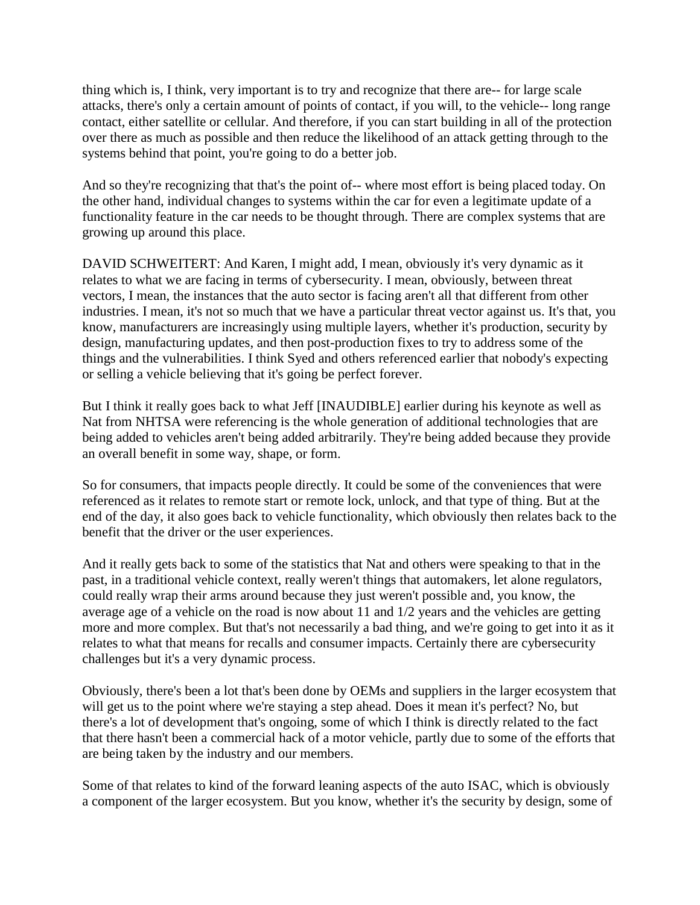thing which is, I think, very important is to try and recognize that there are-- for large scale attacks, there's only a certain amount of points of contact, if you will, to the vehicle-- long range contact, either satellite or cellular. And therefore, if you can start building in all of the protection over there as much as possible and then reduce the likelihood of an attack getting through to the systems behind that point, you're going to do a better job.

And so they're recognizing that that's the point of-- where most effort is being placed today. On the other hand, individual changes to systems within the car for even a legitimate update of a functionality feature in the car needs to be thought through. There are complex systems that are growing up around this place.

DAVID SCHWEITERT: And Karen, I might add, I mean, obviously it's very dynamic as it relates to what we are facing in terms of cybersecurity. I mean, obviously, between threat vectors, I mean, the instances that the auto sector is facing aren't all that different from other industries. I mean, it's not so much that we have a particular threat vector against us. It's that, you know, manufacturers are increasingly using multiple layers, whether it's production, security by design, manufacturing updates, and then post-production fixes to try to address some of the things and the vulnerabilities. I think Syed and others referenced earlier that nobody's expecting or selling a vehicle believing that it's going be perfect forever.

But I think it really goes back to what Jeff [INAUDIBLE] earlier during his keynote as well as Nat from NHTSA were referencing is the whole generation of additional technologies that are being added to vehicles aren't being added arbitrarily. They're being added because they provide an overall benefit in some way, shape, or form.

So for consumers, that impacts people directly. It could be some of the conveniences that were referenced as it relates to remote start or remote lock, unlock, and that type of thing. But at the end of the day, it also goes back to vehicle functionality, which obviously then relates back to the benefit that the driver or the user experiences.

And it really gets back to some of the statistics that Nat and others were speaking to that in the past, in a traditional vehicle context, really weren't things that automakers, let alone regulators, could really wrap their arms around because they just weren't possible and, you know, the average age of a vehicle on the road is now about 11 and 1/2 years and the vehicles are getting more and more complex. But that's not necessarily a bad thing, and we're going to get into it as it relates to what that means for recalls and consumer impacts. Certainly there are cybersecurity challenges but it's a very dynamic process.

Obviously, there's been a lot that's been done by OEMs and suppliers in the larger ecosystem that will get us to the point where we're staying a step ahead. Does it mean it's perfect? No, but there's a lot of development that's ongoing, some of which I think is directly related to the fact that there hasn't been a commercial hack of a motor vehicle, partly due to some of the efforts that are being taken by the industry and our members.

Some of that relates to kind of the forward leaning aspects of the auto ISAC, which is obviously a component of the larger ecosystem. But you know, whether it's the security by design, some of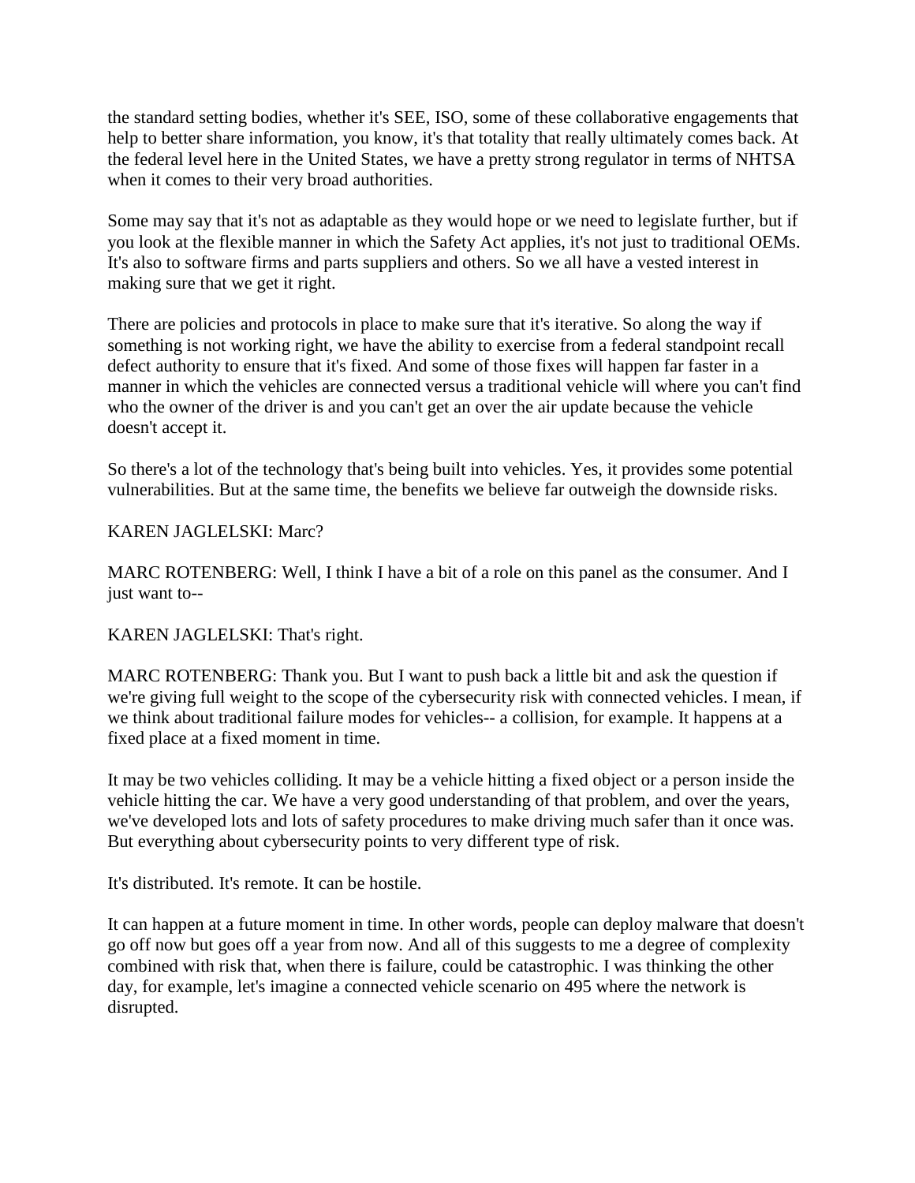the standard setting bodies, whether it's SEE, ISO, some of these collaborative engagements that help to better share information, you know, it's that totality that really ultimately comes back. At the federal level here in the United States, we have a pretty strong regulator in terms of NHTSA when it comes to their very broad authorities.

Some may say that it's not as adaptable as they would hope or we need to legislate further, but if you look at the flexible manner in which the Safety Act applies, it's not just to traditional OEMs. It's also to software firms and parts suppliers and others. So we all have a vested interest in making sure that we get it right.

There are policies and protocols in place to make sure that it's iterative. So along the way if something is not working right, we have the ability to exercise from a federal standpoint recall defect authority to ensure that it's fixed. And some of those fixes will happen far faster in a manner in which the vehicles are connected versus a traditional vehicle will where you can't find who the owner of the driver is and you can't get an over the air update because the vehicle doesn't accept it.

So there's a lot of the technology that's being built into vehicles. Yes, it provides some potential vulnerabilities. But at the same time, the benefits we believe far outweigh the downside risks.

KAREN JAGLELSKI: Marc?

MARC ROTENBERG: Well, I think I have a bit of a role on this panel as the consumer. And I just want to--

KAREN JAGLELSKI: That's right.

MARC ROTENBERG: Thank you. But I want to push back a little bit and ask the question if we're giving full weight to the scope of the cybersecurity risk with connected vehicles. I mean, if we think about traditional failure modes for vehicles-- a collision, for example. It happens at a fixed place at a fixed moment in time.

It may be two vehicles colliding. It may be a vehicle hitting a fixed object or a person inside the vehicle hitting the car. We have a very good understanding of that problem, and over the years, we've developed lots and lots of safety procedures to make driving much safer than it once was. But everything about cybersecurity points to very different type of risk.

It's distributed. It's remote. It can be hostile.

It can happen at a future moment in time. In other words, people can deploy malware that doesn't go off now but goes off a year from now. And all of this suggests to me a degree of complexity combined with risk that, when there is failure, could be catastrophic. I was thinking the other day, for example, let's imagine a connected vehicle scenario on 495 where the network is disrupted.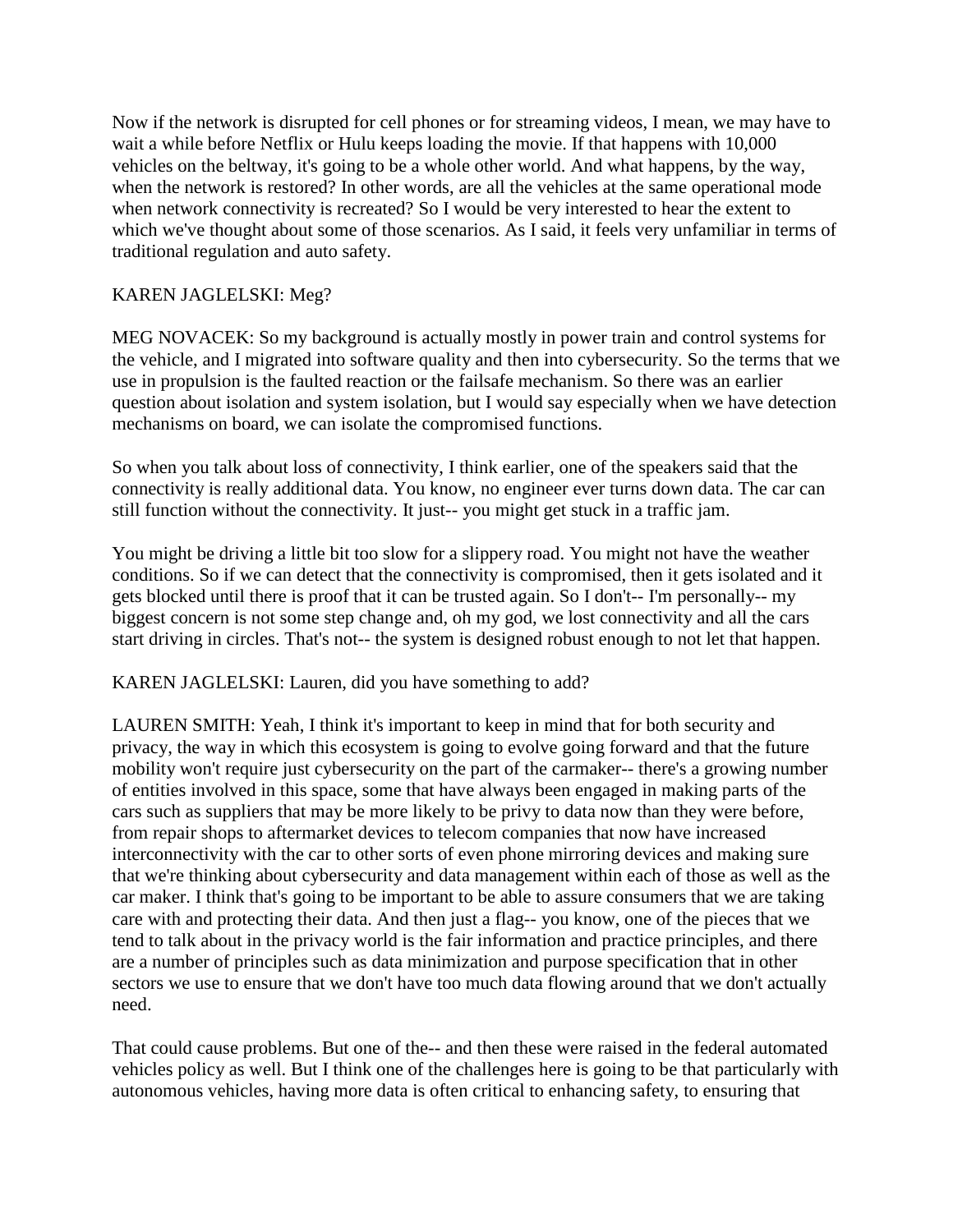Now if the network is disrupted for cell phones or for streaming videos, I mean, we may have to wait a while before Netflix or Hulu keeps loading the movie. If that happens with 10,000 vehicles on the beltway, it's going to be a whole other world. And what happens, by the way, when the network is restored? In other words, are all the vehicles at the same operational mode when network connectivity is recreated? So I would be very interested to hear the extent to which we've thought about some of those scenarios. As I said, it feels very unfamiliar in terms of traditional regulation and auto safety.

KAREN JAGLELSKI: Meg?

MEG NOVACEK: So my background is actually mostly in power train and control systems for the vehicle, and I migrated into software quality and then into cybersecurity. So the terms that we use in propulsion is the faulted reaction or the failsafe mechanism. So there was an earlier question about isolation and system isolation, but I would say especially when we have detection mechanisms on board, we can isolate the compromised functions.

So when you talk about loss of connectivity, I think earlier, one of the speakers said that the connectivity is really additional data. You know, no engineer ever turns down data. The car can still function without the connectivity. It just-- you might get stuck in a traffic jam.

You might be driving a little bit too slow for a slippery road. You might not have the weather conditions. So if we can detect that the connectivity is compromised, then it gets isolated and it gets blocked until there is proof that it can be trusted again. So I don't-- I'm personally-- my biggest concern is not some step change and, oh my god, we lost connectivity and all the cars start driving in circles. That's not-- the system is designed robust enough to not let that happen.

KAREN JAGLELSKI: Lauren, did you have something to add?

LAUREN SMITH: Yeah, I think it's important to keep in mind that for both security and privacy, the way in which this ecosystem is going to evolve going forward and that the future mobility won't require just cybersecurity on the part of the carmaker-- there's a growing number of entities involved in this space, some that have always been engaged in making parts of the cars such as suppliers that may be more likely to be privy to data now than they were before, from repair shops to aftermarket devices to telecom companies that now have increased interconnectivity with the car to other sorts of even phone mirroring devices and making sure that we're thinking about cybersecurity and data management within each of those as well as the car maker. I think that's going to be important to be able to assure consumers that we are taking care with and protecting their data. And then just a flag-- you know, one of the pieces that we tend to talk about in the privacy world is the fair information and practice principles, and there are a number of principles such as data minimization and purpose specification that in other sectors we use to ensure that we don't have too much data flowing around that we don't actually need.

That could cause problems. But one of the-- and then these were raised in the federal automated vehicles policy as well. But I think one of the challenges here is going to be that particularly with autonomous vehicles, having more data is often critical to enhancing safety, to ensuring that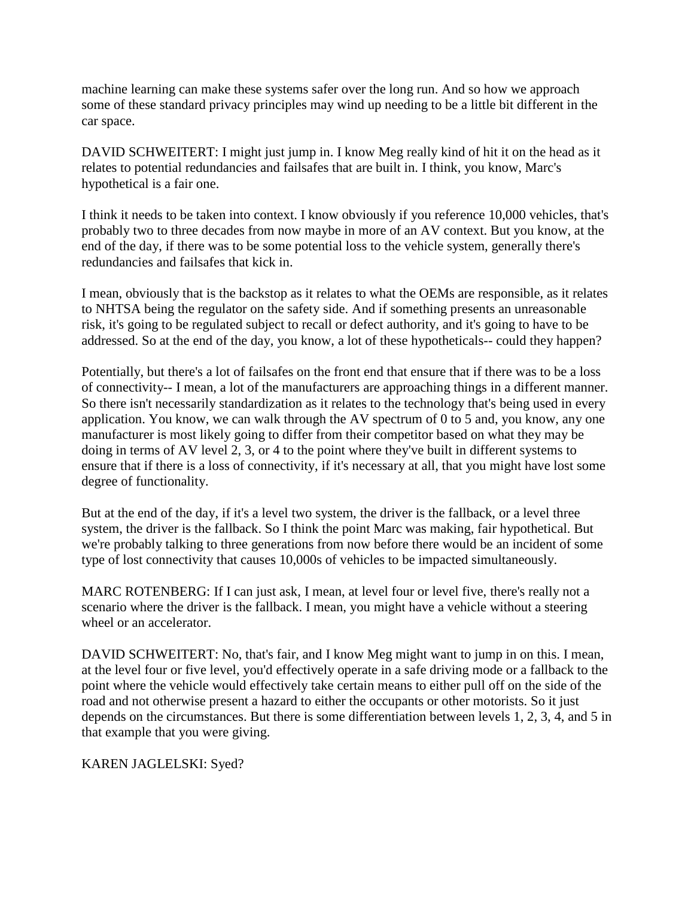machine learning can make these systems safer over the long run. And so how we approach some of these standard privacy principles may wind up needing to be a little bit different in the car space.

DAVID SCHWEITERT: I might just jump in. I know Meg really kind of hit it on the head as it relates to potential redundancies and failsafes that are built in. I think, you know, Marc's hypothetical is a fair one.

I think it needs to be taken into context. I know obviously if you reference 10,000 vehicles, that's probably two to three decades from now maybe in more of an AV context. But you know, at the end of the day, if there was to be some potential loss to the vehicle system, generally there's redundancies and failsafes that kick in.

I mean, obviously that is the backstop as it relates to what the OEMs are responsible, as it relates to NHTSA being the regulator on the safety side. And if something presents an unreasonable risk, it's going to be regulated subject to recall or defect authority, and it's going to have to be addressed. So at the end of the day, you know, a lot of these hypotheticals-- could they happen?

Potentially, but there's a lot of failsafes on the front end that ensure that if there was to be a loss of connectivity-- I mean, a lot of the manufacturers are approaching things in a different manner. So there isn't necessarily standardization as it relates to the technology that's being used in every application. You know, we can walk through the AV spectrum of 0 to 5 and, you know, any one manufacturer is most likely going to differ from their competitor based on what they may be doing in terms of AV level 2, 3, or 4 to the point where they've built in different systems to ensure that if there is a loss of connectivity, if it's necessary at all, that you might have lost some degree of functionality.

But at the end of the day, if it's a level two system, the driver is the fallback, or a level three system, the driver is the fallback. So I think the point Marc was making, fair hypothetical. But we're probably talking to three generations from now before there would be an incident of some type of lost connectivity that causes 10,000s of vehicles to be impacted simultaneously.

MARC ROTENBERG: If I can just ask, I mean, at level four or level five, there's really not a scenario where the driver is the fallback. I mean, you might have a vehicle without a steering wheel or an accelerator.

DAVID SCHWEITERT: No, that's fair, and I know Meg might want to jump in on this. I mean, at the level four or five level, you'd effectively operate in a safe driving mode or a fallback to the point where the vehicle would effectively take certain means to either pull off on the side of the road and not otherwise present a hazard to either the occupants or other motorists. So it just depends on the circumstances. But there is some differentiation between levels 1, 2, 3, 4, and 5 in that example that you were giving.

KAREN JAGLELSKI: Syed?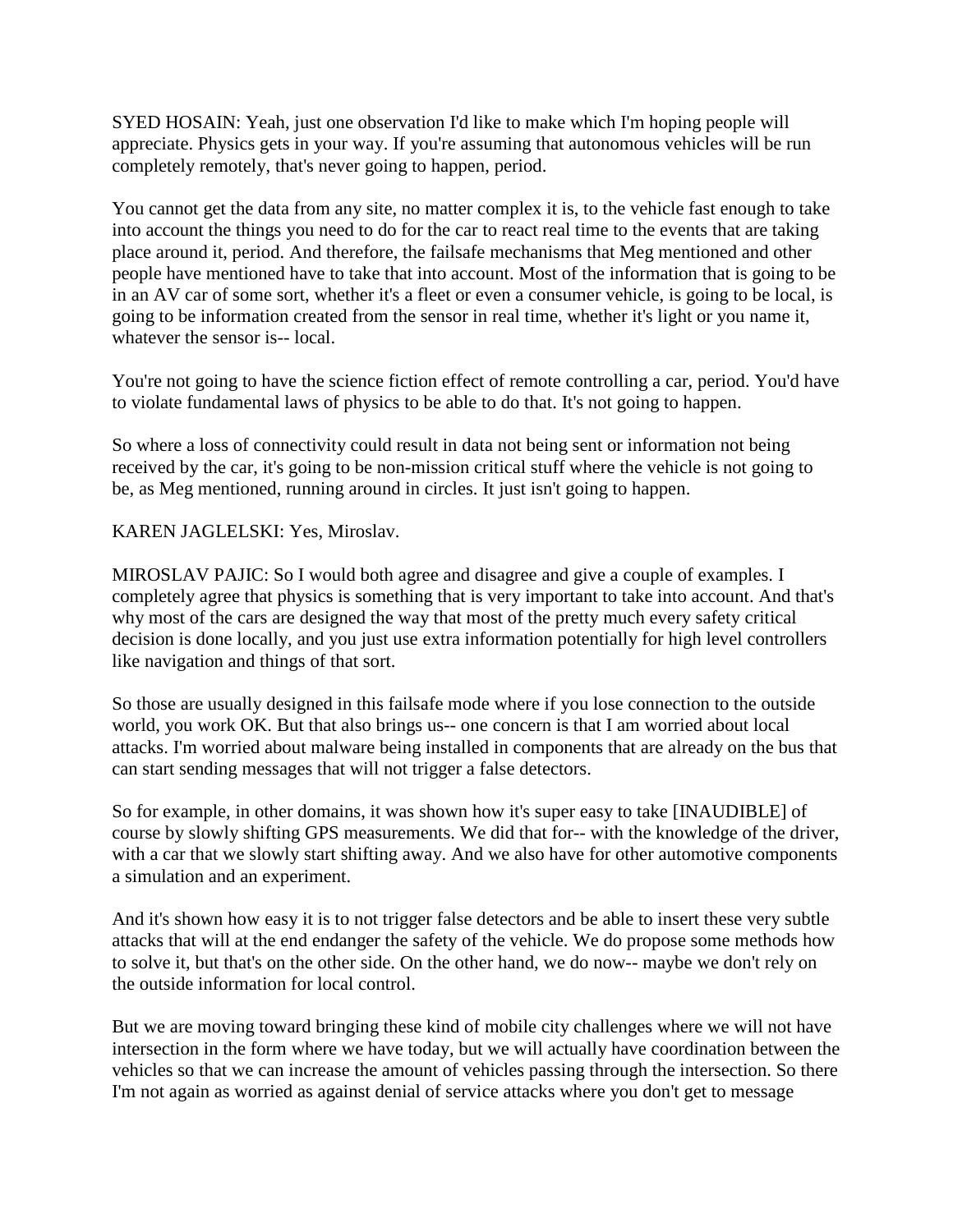SYED HOSAIN: Yeah, just one observation I'd like to make which I'm hoping people will appreciate. Physics gets in your way. If you're assuming that autonomous vehicles will be run completely remotely, that's never going to happen, period.

You cannot get the data from any site, no matter complex it is, to the vehicle fast enough to take into account the things you need to do for the car to react real time to the events that are taking place around it, period. And therefore, the failsafe mechanisms that Meg mentioned and other people have mentioned have to take that into account. Most of the information that is going to be in an AV car of some sort, whether it's a fleet or even a consumer vehicle, is going to be local, is going to be information created from the sensor in real time, whether it's light or you name it, whatever the sensor is-- local.

You're not going to have the science fiction effect of remote controlling a car, period. You'd have to violate fundamental laws of physics to be able to do that. It's not going to happen.

So where a loss of connectivity could result in data not being sent or information not being received by the car, it's going to be non-mission critical stuff where the vehicle is not going to be, as Meg mentioned, running around in circles. It just isn't going to happen.

KAREN JAGLELSKI: Yes, Miroslav.

MIROSLAV PAJIC: So I would both agree and disagree and give a couple of examples. I completely agree that physics is something that is very important to take into account. And that's why most of the cars are designed the way that most of the pretty much every safety critical decision is done locally, and you just use extra information potentially for high level controllers like navigation and things of that sort.

So those are usually designed in this failsafe mode where if you lose connection to the outside world, you work OK. But that also brings us-- one concern is that I am worried about local attacks. I'm worried about malware being installed in components that are already on the bus that can start sending messages that will not trigger a false detectors.

So for example, in other domains, it was shown how it's super easy to take [INAUDIBLE] of course by slowly shifting GPS measurements. We did that for-- with the knowledge of the driver, with a car that we slowly start shifting away. And we also have for other automotive components a simulation and an experiment.

And it's shown how easy it is to not trigger false detectors and be able to insert these very subtle attacks that will at the end endanger the safety of the vehicle. We do propose some methods how to solve it, but that's on the other side. On the other hand, we do now-- maybe we don't rely on the outside information for local control.

But we are moving toward bringing these kind of mobile city challenges where we will not have intersection in the form where we have today, but we will actually have coordination between the vehicles so that we can increase the amount of vehicles passing through the intersection. So there I'm not again as worried as against denial of service attacks where you don't get to message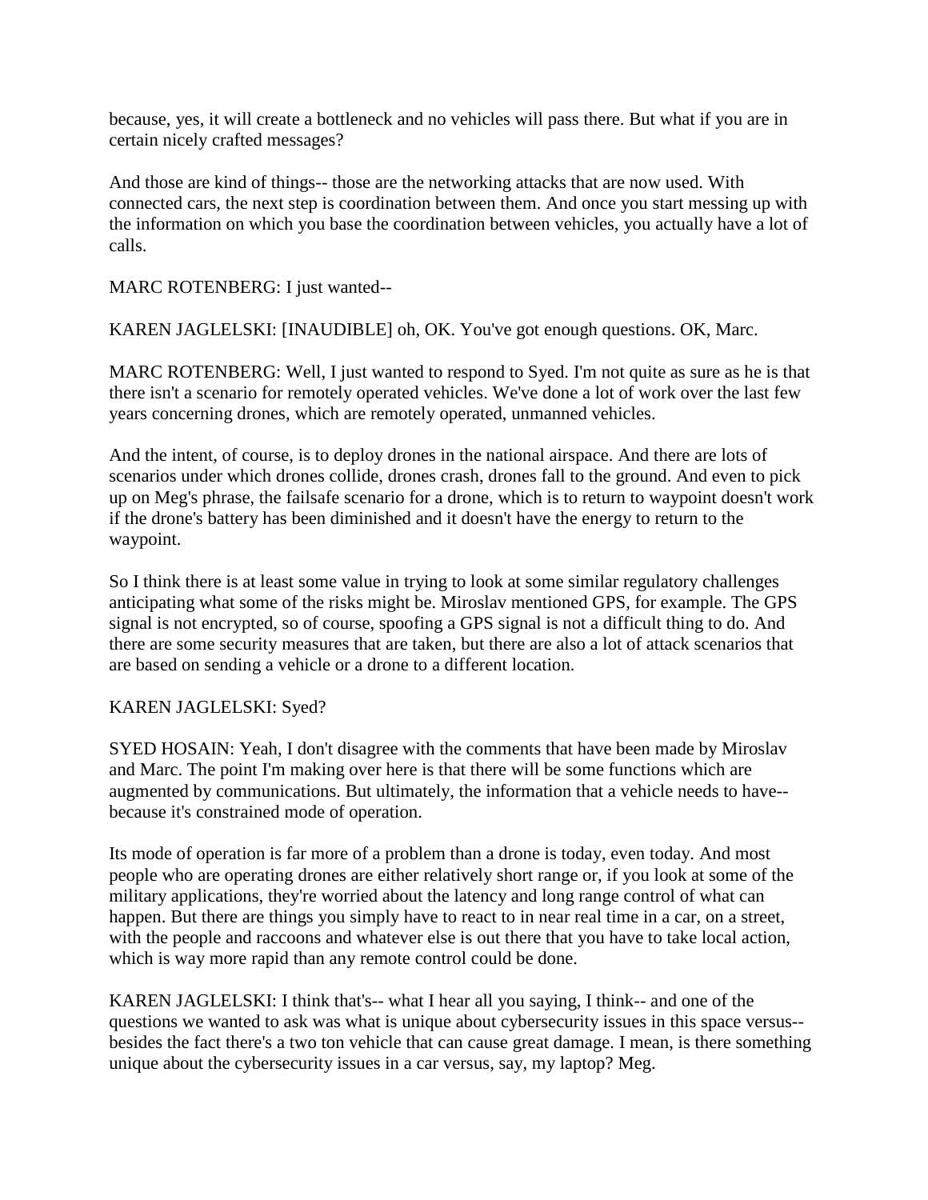because, yes, it will create a bottleneck and no vehicles will pass there. But what if you are in certain nicely crafted messages?

And those are kind of things-- those are the networking attacks that are now used. With connected cars, the next step is coordination between them. And once you start messing up with the information on which you base the coordination between vehicles, you actually have a lot of calls.

MARC ROTENBERG: I just wanted--

KAREN JAGLELSKI: [INAUDIBLE] oh, OK. You've got enough questions. OK, Marc.

MARC ROTENBERG: Well, I just wanted to respond to Syed. I'm not quite as sure as he is that there isn't a scenario for remotely operated vehicles. We've done a lot of work over the last few years concerning drones, which are remotely operated, unmanned vehicles.

And the intent, of course, is to deploy drones in the national airspace. And there are lots of scenarios under which drones collide, drones crash, drones fall to the ground. And even to pick up on Meg's phrase, the failsafe scenario for a drone, which is to return to waypoint doesn't work if the drone's battery has been diminished and it doesn't have the energy to return to the waypoint.

So I think there is at least some value in trying to look at some similar regulatory challenges anticipating what some of the risks might be. Miroslav mentioned GPS, for example. The GPS signal is not encrypted, so of course, spoofing a GPS signal is not a difficult thing to do. And there are some security measures that are taken, but there are also a lot of attack scenarios that are based on sending a vehicle or a drone to a different location.

KAREN JAGLELSKI: Syed?

SYED HOSAIN: Yeah, I don't disagree with the comments that have been made by Miroslav and Marc. The point I'm making over here is that there will be some functions which are augmented by communications. But ultimately, the information that a vehicle needs to have-- because it's constrained mode of operation.

Its mode of operation is far more of a problem than a drone is today, even today. And most people who are operating drones are either relatively short range or, if you look at some of the military applications, they're worried about the latency and long range control of what can happen. But there are things you simply have to react to in near real time in a car, on a street, with the people and raccoons and whatever else is out there that you have to take local action, which is way more rapid than any remote control could be done.

KAREN JAGLELSKI: I think that's-- what I hear all you saying, I think-- and one of the questions we wanted to ask was what is unique about cybersecurity issues in this space versus-- besides the fact there's a two ton vehicle that can cause great damage. I mean, is there something unique about the cybersecurity issues in a car versus, say, my laptop? Meg.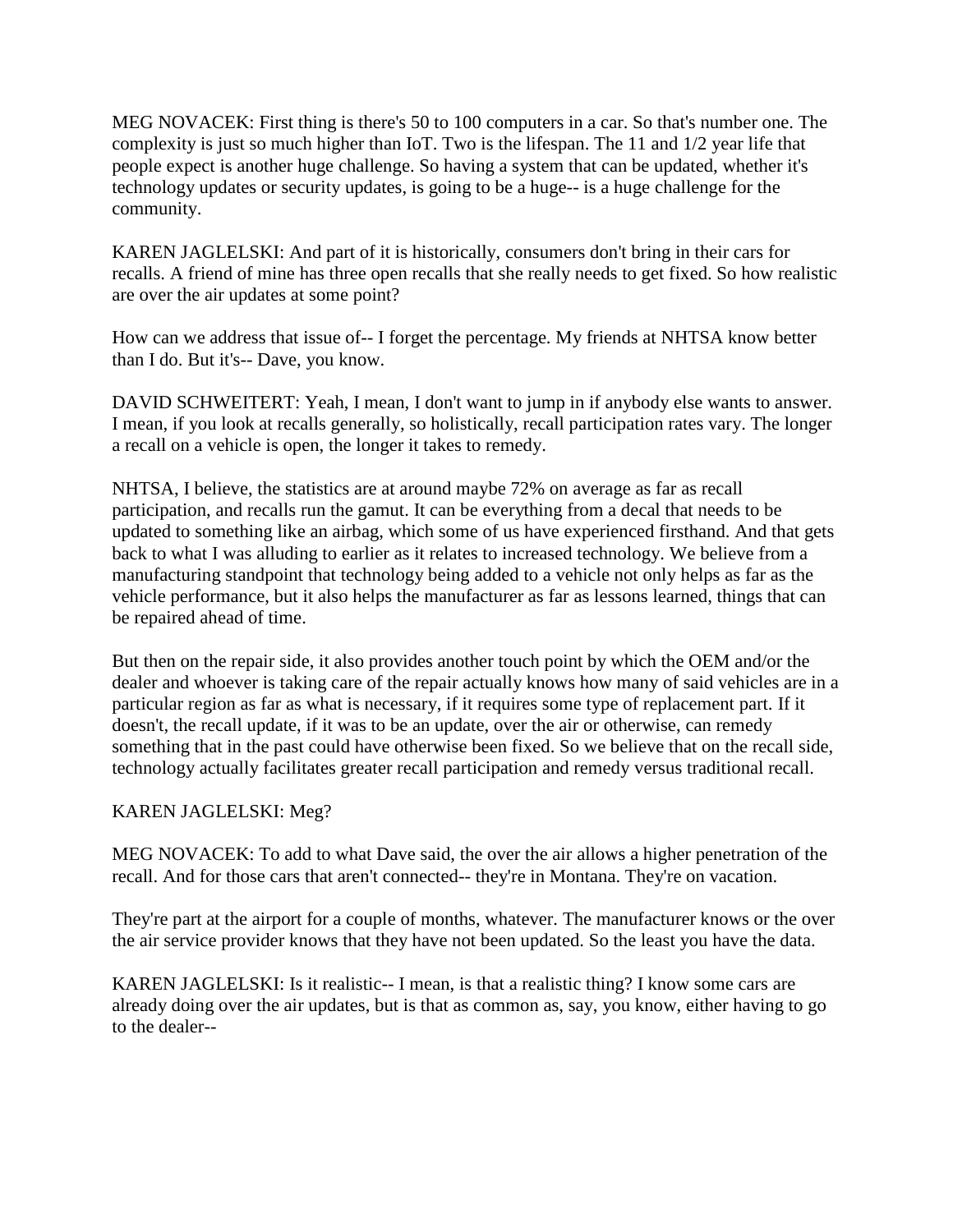MEG NOVACEK: First thing is there's 50 to 100 computers in a car. So that's number one. The complexity is just so much higher than IoT. Two is the lifespan. The 11 and 1/2 year life that people expect is another huge challenge. So having a system that can be updated, whether it's technology updates or security updates, is going to be a huge-- is a huge challenge for the community.

KAREN JAGLELSKI: And part of it is historically, consumers don't bring in their cars for recalls. A friend of mine has three open recalls that she really needs to get fixed. So how realistic are over the air updates at some point?

How can we address that issue of-- I forget the percentage. My friends at NHTSA know better than I do. But it's-- Dave, you know.

DAVID SCHWEITERT: Yeah, I mean, I don't want to jump in if anybody else wants to answer. I mean, if you look at recalls generally, so holistically, recall participation rates vary. The longer a recall on a vehicle is open, the longer it takes to remedy.

NHTSA, I believe, the statistics are at around maybe 72% on average as far as recall participation, and recalls run the gamut. It can be everything from a decal that needs to be updated to something like an airbag, which some of us have experienced firsthand. And that gets back to what I was alluding to earlier as it relates to increased technology. We believe from a manufacturing standpoint that technology being added to a vehicle not only helps as far as the vehicle performance, but it also helps the manufacturer as far as lessons learned, things that can be repaired ahead of time.

But then on the repair side, it also provides another touch point by which the OEM and/or the dealer and whoever is taking care of the repair actually knows how many of said vehicles are in a particular region as far as what is necessary, if it requires some type of replacement part. If it doesn't, the recall update, if it was to be an update, over the air or otherwise, can remedy something that in the past could have otherwise been fixed. So we believe that on the recall side, technology actually facilitates greater recall participation and remedy versus traditional recall.

KAREN JAGLELSKI: Meg?

MEG NOVACEK: To add to what Dave said, the over the air allows a higher penetration of the recall. And for those cars that aren't connected-- they're in Montana. They're on vacation.

They're part at the airport for a couple of months, whatever. The manufacturer knows or the over the air service provider knows that they have not been updated. So the least you have the data.

KAREN JAGLELSKI: Is it realistic-- I mean, is that a realistic thing? I know some cars are already doing over the air updates, but is that as common as, say, you know, either having to go to the dealer--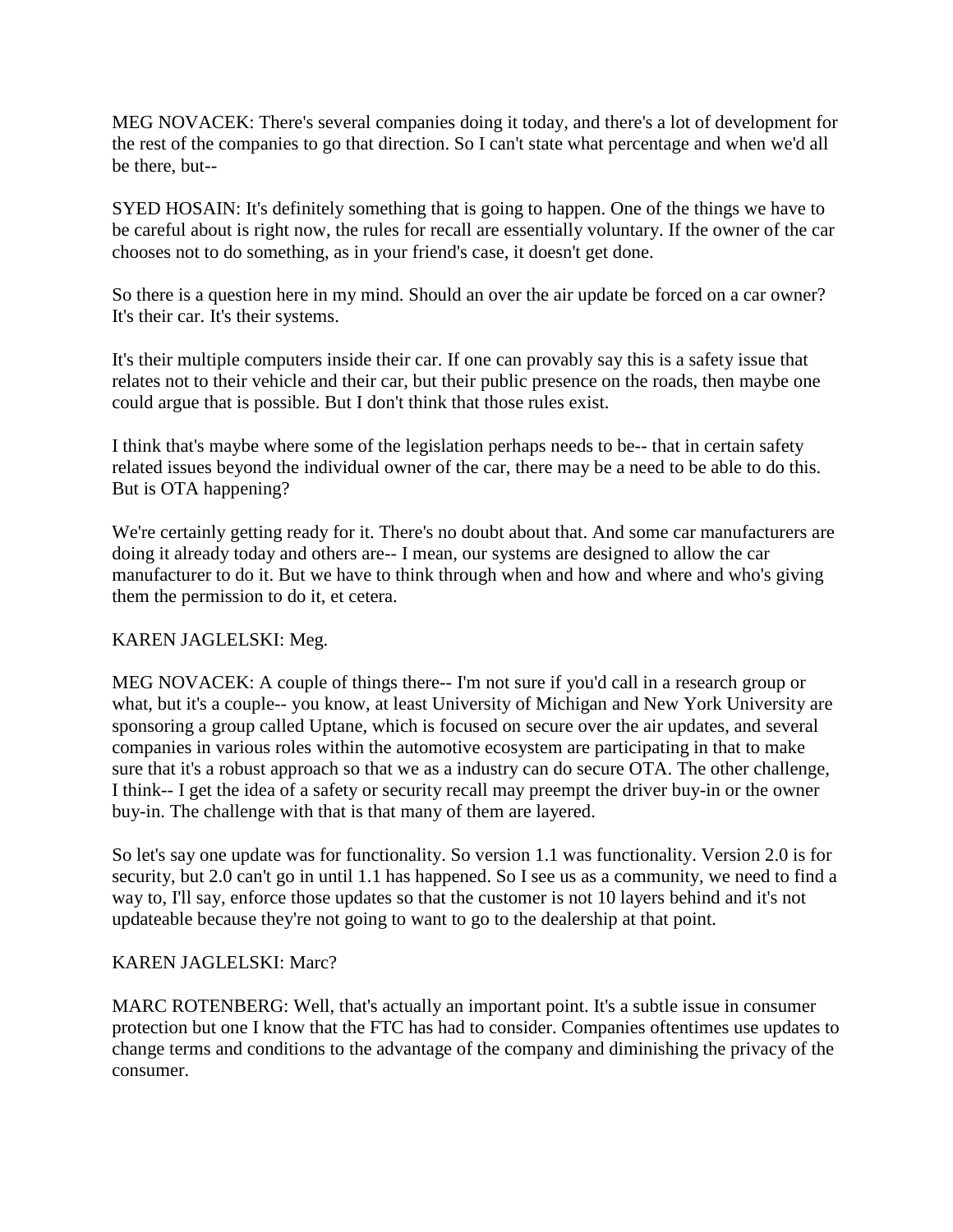MEG NOVACEK: There's several companies doing it today, and there's a lot of development for the rest of the companies to go that direction. So I can't state what percentage and when we'd all be there, but--

SYED HOSAIN: It's definitely something that is going to happen. One of the things we have to be careful about is right now, the rules for recall are essentially voluntary. If the owner of the car chooses not to do something, as in your friend's case, it doesn't get done.

So there is a question here in my mind. Should an over the air update be forced on a car owner? It's their car. It's their systems.

It's their multiple computers inside their car. If one can provably say this is a safety issue that relates not to their vehicle and their car, but their public presence on the roads, then maybe one could argue that is possible. But I don't think that those rules exist.

I think that's maybe where some of the legislation perhaps needs to be-- that in certain safety related issues beyond the individual owner of the car, there may be a need to be able to do this. But is OTA happening?

We're certainly getting ready for it. There's no doubt about that. And some car manufacturers are doing it already today and others are-- I mean, our systems are designed to allow the car manufacturer to do it. But we have to think through when and how and where and who's giving them the permission to do it, et cetera.

KAREN JAGLELSKI: Meg.

MEG NOVACEK: A couple of things there-- I'm not sure if you'd call in a research group or what, but it's a couple-- you know, at least University of Michigan and New York University are sponsoring a group called Uptane, which is focused on secure over the air updates, and several companies in various roles within the automotive ecosystem are participating in that to make sure that it's a robust approach so that we as a industry can do secure OTA. The other challenge, I think-- I get the idea of a safety or security recall may preempt the driver buy-in or the owner buy-in. The challenge with that is that many of them are layered.

So let's say one update was for functionality. So version 1.1 was functionality. Version 2.0 is for security, but 2.0 can't go in until 1.1 has happened. So I see us as a community, we need to find a way to, I'll say, enforce those updates so that the customer is not 10 layers behind and it's not updateable because they're not going to want to go to the dealership at that point.

KAREN JAGLELSKI: Marc?

MARC ROTENBERG: Well, that's actually an important point. It's a subtle issue in consumer protection but one I know that the FTC has had to consider. Companies oftentimes use updates to change terms and conditions to the advantage of the company and diminishing the privacy of the consumer.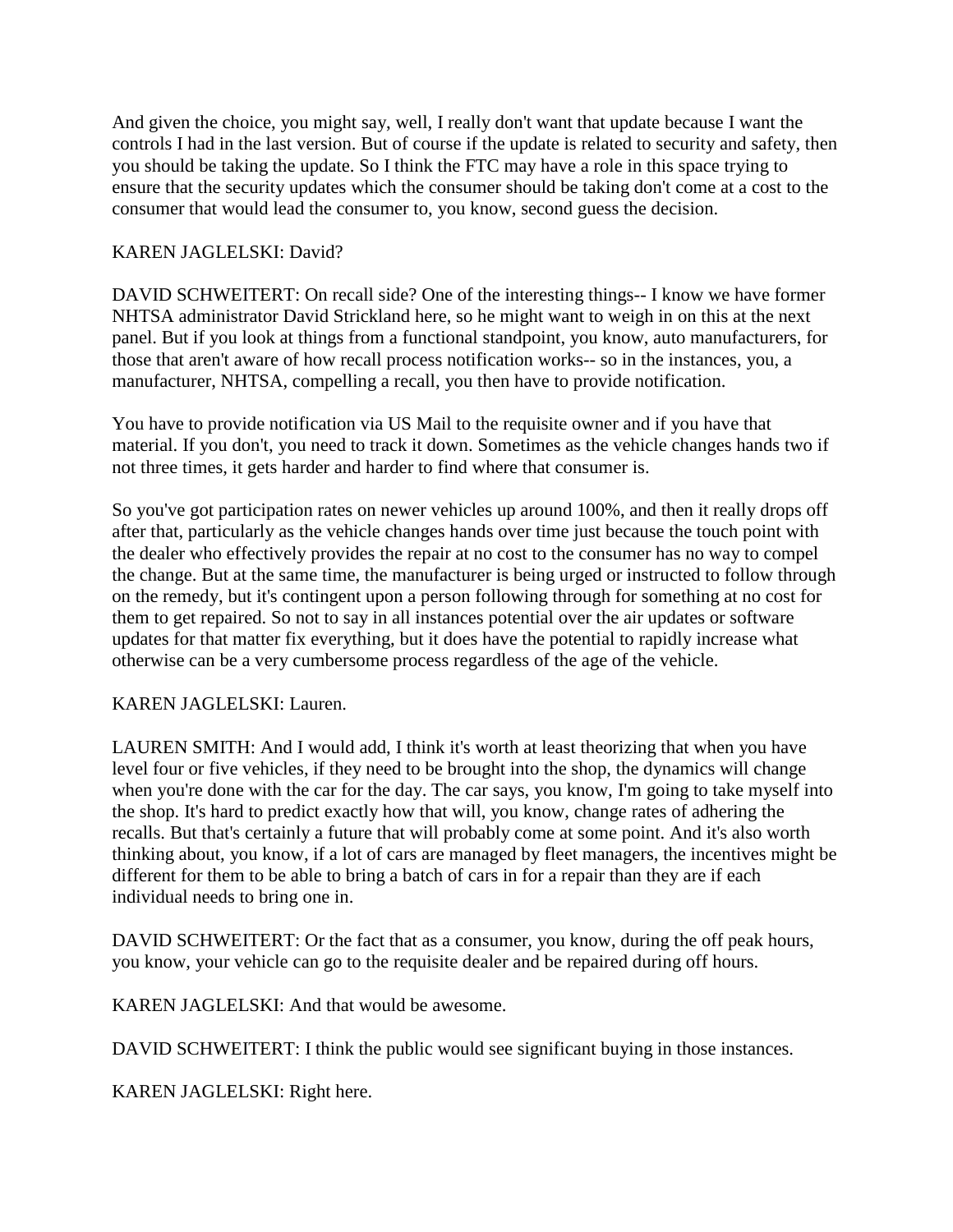And given the choice, you might say, well, I really don't want that update because I want the controls I had in the last version. But of course if the update is related to security and safety, then you should be taking the update. So I think the FTC may have a role in this space trying to ensure that the security updates which the consumer should be taking don't come at a cost to the consumer that would lead the consumer to, you know, second guess the decision.

KAREN JAGLELSKI: David?

DAVID SCHWEITERT: On recall side? One of the interesting things-- I know we have former NHTSA administrator David Strickland here, so he might want to weigh in on this at the next panel. But if you look at things from a functional standpoint, you know, auto manufacturers, for those that aren't aware of how recall process notification works-- so in the instances, you, a manufacturer, NHTSA, compelling a recall, you then have to provide notification.

You have to provide notification via US Mail to the requisite owner and if you have that material. If you don't, you need to track it down. Sometimes as the vehicle changes hands two if not three times, it gets harder and harder to find where that consumer is.

So you've got participation rates on newer vehicles up around 100%, and then it really drops off after that, particularly as the vehicle changes hands over time just because the touch point with the dealer who effectively provides the repair at no cost to the consumer has no way to compel the change. But at the same time, the manufacturer is being urged or instructed to follow through on the remedy, but it's contingent upon a person following through for something at no cost for them to get repaired. So not to say in all instances potential over the air updates or software updates for that matter fix everything, but it does have the potential to rapidly increase what otherwise can be a very cumbersome process regardless of the age of the vehicle.

KAREN JAGLELSKI: Lauren.

LAUREN SMITH: And I would add, I think it's worth at least theorizing that when you have level four or five vehicles, if they need to be brought into the shop, the dynamics will change when you're done with the car for the day. The car says, you know, I'm going to take myself into the shop. It's hard to predict exactly how that will, you know, change rates of adhering the recalls. But that's certainly a future that will probably come at some point. And it's also worth thinking about, you know, if a lot of cars are managed by fleet managers, the incentives might be different for them to be able to bring a batch of cars in for a repair than they are if each individual needs to bring one in.

DAVID SCHWEITERT: Or the fact that as a consumer, you know, during the off peak hours, you know, your vehicle can go to the requisite dealer and be repaired during off hours.

KAREN JAGLELSKI: And that would be awesome.

DAVID SCHWEITERT: I think the public would see significant buying in those instances.

KAREN JAGLELSKI: Right here.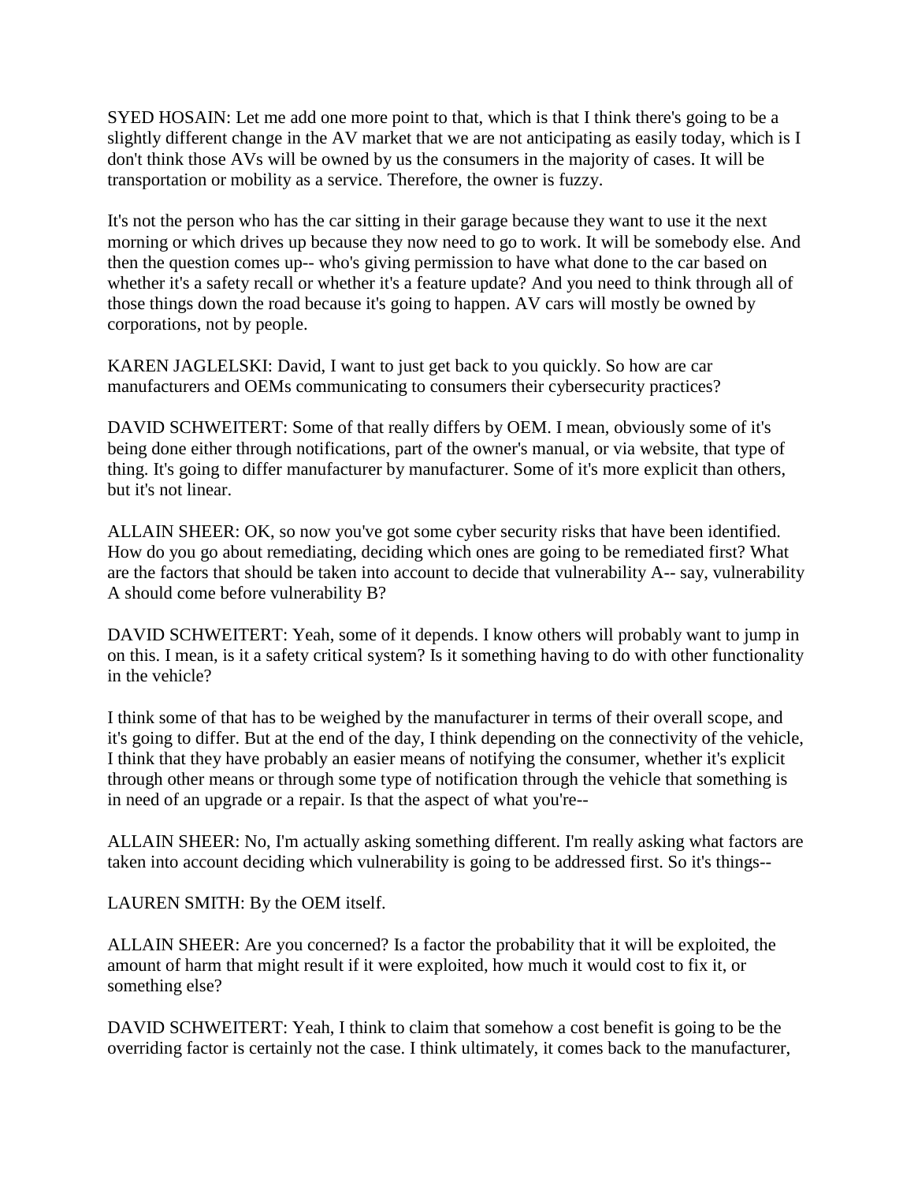SYED HOSAIN: Let me add one more point to that, which is that I think there's going to be a slightly different change in the AV market that we are not anticipating as easily today, which is I don't think those AVs will be owned by us the consumers in the majority of cases. It will be transportation or mobility as a service. Therefore, the owner is fuzzy.

It's not the person who has the car sitting in their garage because they want to use it the next morning or which drives up because they now need to go to work. It will be somebody else. And then the question comes up-- who's giving permission to have what done to the car based on whether it's a safety recall or whether it's a feature update? And you need to think through all of those things down the road because it's going to happen. AV cars will mostly be owned by corporations, not by people.

KAREN JAGLELSKI: David, I want to just get back to you quickly. So how are car manufacturers and OEMs communicating to consumers their cybersecurity practices?

DAVID SCHWEITERT: Some of that really differs by OEM. I mean, obviously some of it's being done either through notifications, part of the owner's manual, or via website, that type of thing. It's going to differ manufacturer by manufacturer. Some of it's more explicit than others, but it's not linear.

ALLAIN SHEER: OK, so now you've got some cyber security risks that have been identified. How do you go about remediating, deciding which ones are going to be remediated first? What are the factors that should be taken into account to decide that vulnerability A-- say, vulnerability A should come before vulnerability B?

DAVID SCHWEITERT: Yeah, some of it depends. I know others will probably want to jump in on this. I mean, is it a safety critical system? Is it something having to do with other functionality in the vehicle?

I think some of that has to be weighed by the manufacturer in terms of their overall scope, and it's going to differ. But at the end of the day, I think depending on the connectivity of the vehicle, I think that they have probably an easier means of notifying the consumer, whether it's explicit through other means or through some type of notification through the vehicle that something is in need of an upgrade or a repair. Is that the aspect of what you're--

ALLAIN SHEER: No, I'm actually asking something different. I'm really asking what factors are taken into account deciding which vulnerability is going to be addressed first. So it's things--

LAUREN SMITH: By the OEM itself.

ALLAIN SHEER: Are you concerned? Is a factor the probability that it will be exploited, the amount of harm that might result if it were exploited, how much it would cost to fix it, or something else?

DAVID SCHWEITERT: Yeah, I think to claim that somehow a cost benefit is going to be the overriding factor is certainly not the case. I think ultimately, it comes back to the manufacturer,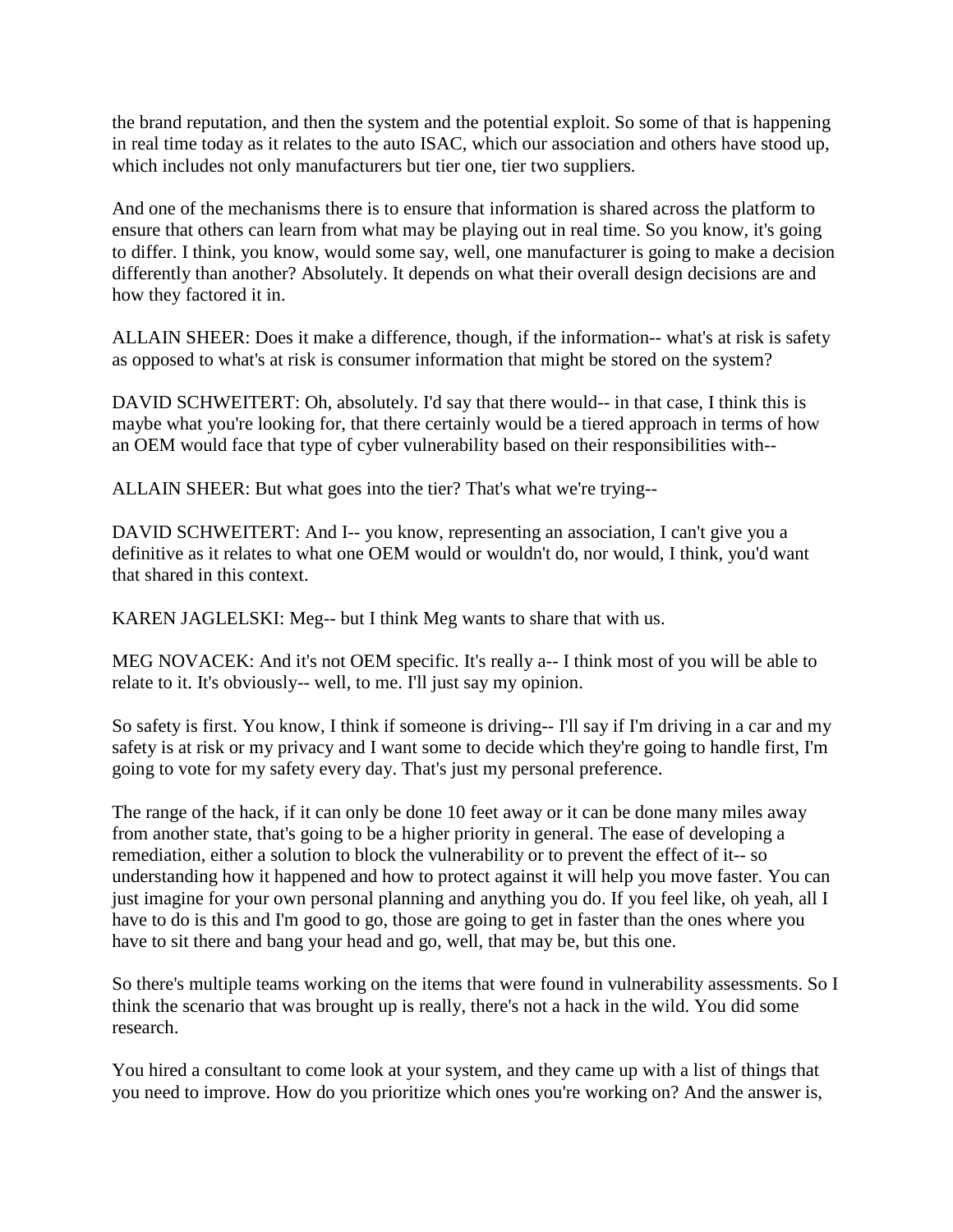the brand reputation, and then the system and the potential exploit. So some of that is happening in real time today as it relates to the auto ISAC, which our association and others have stood up, which includes not only manufacturers but tier one, tier two suppliers.

And one of the mechanisms there is to ensure that information is shared across the platform to ensure that others can learn from what may be playing out in real time. So you know, it's going to differ. I think, you know, would some say, well, one manufacturer is going to make a decision differently than another? Absolutely. It depends on what their overall design decisions are and how they factored it in.

ALLAIN SHEER: Does it make a difference, though, if the information-- what's at risk is safety as opposed to what's at risk is consumer information that might be stored on the system?

DAVID SCHWEITERT: Oh, absolutely. I'd say that there would-- in that case, I think this is maybe what you're looking for, that there certainly would be a tiered approach in terms of how an OEM would face that type of cyber vulnerability based on their responsibilities with--

ALLAIN SHEER: But what goes into the tier? That's what we're trying--

DAVID SCHWEITERT: And I-- you know, representing an association, I can't give you a definitive as it relates to what one OEM would or wouldn't do, nor would, I think, you'd want that shared in this context.

KAREN JAGLELSKI: Meg-- but I think Meg wants to share that with us.

MEG NOVACEK: And it's not OEM specific. It's really a-- I think most of you will be able to relate to it. It's obviously-- well, to me. I'll just say my opinion.

So safety is first. You know, I think if someone is driving-- I'll say if I'm driving in a car and my safety is at risk or my privacy and I want some to decide which they're going to handle first, I'm going to vote for my safety every day. That's just my personal preference.

The range of the hack, if it can only be done 10 feet away or it can be done many miles away from another state, that's going to be a higher priority in general. The ease of developing a remediation, either a solution to block the vulnerability or to prevent the effect of it-- so understanding how it happened and how to protect against it will help you move faster. You can just imagine for your own personal planning and anything you do. If you feel like, oh yeah, all I have to do is this and I'm good to go, those are going to get in faster than the ones where you have to sit there and bang your head and go, well, that may be, but this one.

So there's multiple teams working on the items that were found in vulnerability assessments. So I think the scenario that was brought up is really, there's not a hack in the wild. You did some research.

You hired a consultant to come look at your system, and they came up with a list of things that you need to improve. How do you prioritize which ones you're working on? And the answer is,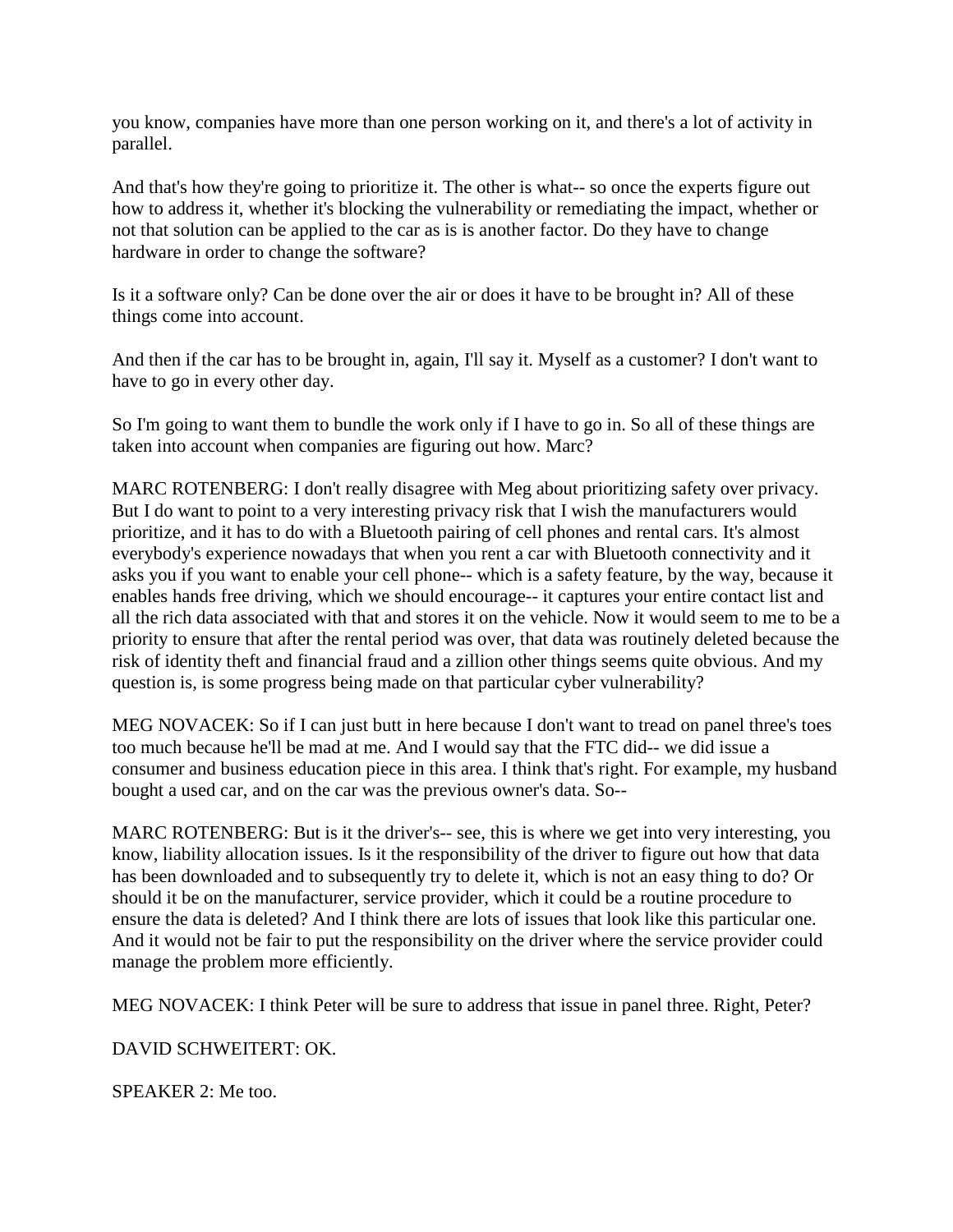you know, companies have more than one person working on it, and there's a lot of activity in parallel.

And that's how they're going to prioritize it. The other is what-- so once the experts figure out how to address it, whether it's blocking the vulnerability or remediating the impact, whether or not that solution can be applied to the car as is is another factor. Do they have to change hardware in order to change the software?

Is it a software only? Can be done over the air or does it have to be brought in? All of these things come into account.

And then if the car has to be brought in, again, I'll say it. Myself as a customer? I don't want to have to go in every other day.

So I'm going to want them to bundle the work only if I have to go in. So all of these things are taken into account when companies are figuring out how. Marc?

MARC ROTENBERG: I don't really disagree with Meg about prioritizing safety over privacy. But I do want to point to a very interesting privacy risk that I wish the manufacturers would prioritize, and it has to do with a Bluetooth pairing of cell phones and rental cars. It's almost everybody's experience nowadays that when you rent a car with Bluetooth connectivity and it asks you if you want to enable your cell phone-- which is a safety feature, by the way, because it enables hands free driving, which we should encourage-- it captures your entire contact list and all the rich data associated with that and stores it on the vehicle. Now it would seem to me to be a priority to ensure that after the rental period was over, that data was routinely deleted because the risk of identity theft and financial fraud and a zillion other things seems quite obvious. And my question is, is some progress being made on that particular cyber vulnerability?

MEG NOVACEK: So if I can just butt in here because I don't want to tread on panel three's toes too much because he'll be mad at me. And I would say that the FTC did-- we did issue a consumer and business education piece in this area. I think that's right. For example, my husband bought a used car, and on the car was the previous owner's data. So--

MARC ROTENBERG: But is it the driver's-- see, this is where we get into very interesting, you know, liability allocation issues. Is it the responsibility of the driver to figure out how that data has been downloaded and to subsequently try to delete it, which is not an easy thing to do? Or should it be on the manufacturer, service provider, which it could be a routine procedure to ensure the data is deleted? And I think there are lots of issues that look like this particular one. And it would not be fair to put the responsibility on the driver where the service provider could manage the problem more efficiently.

MEG NOVACEK: I think Peter will be sure to address that issue in panel three. Right, Peter?

DAVID SCHWEITERT: OK.

SPEAKER 2: Me too.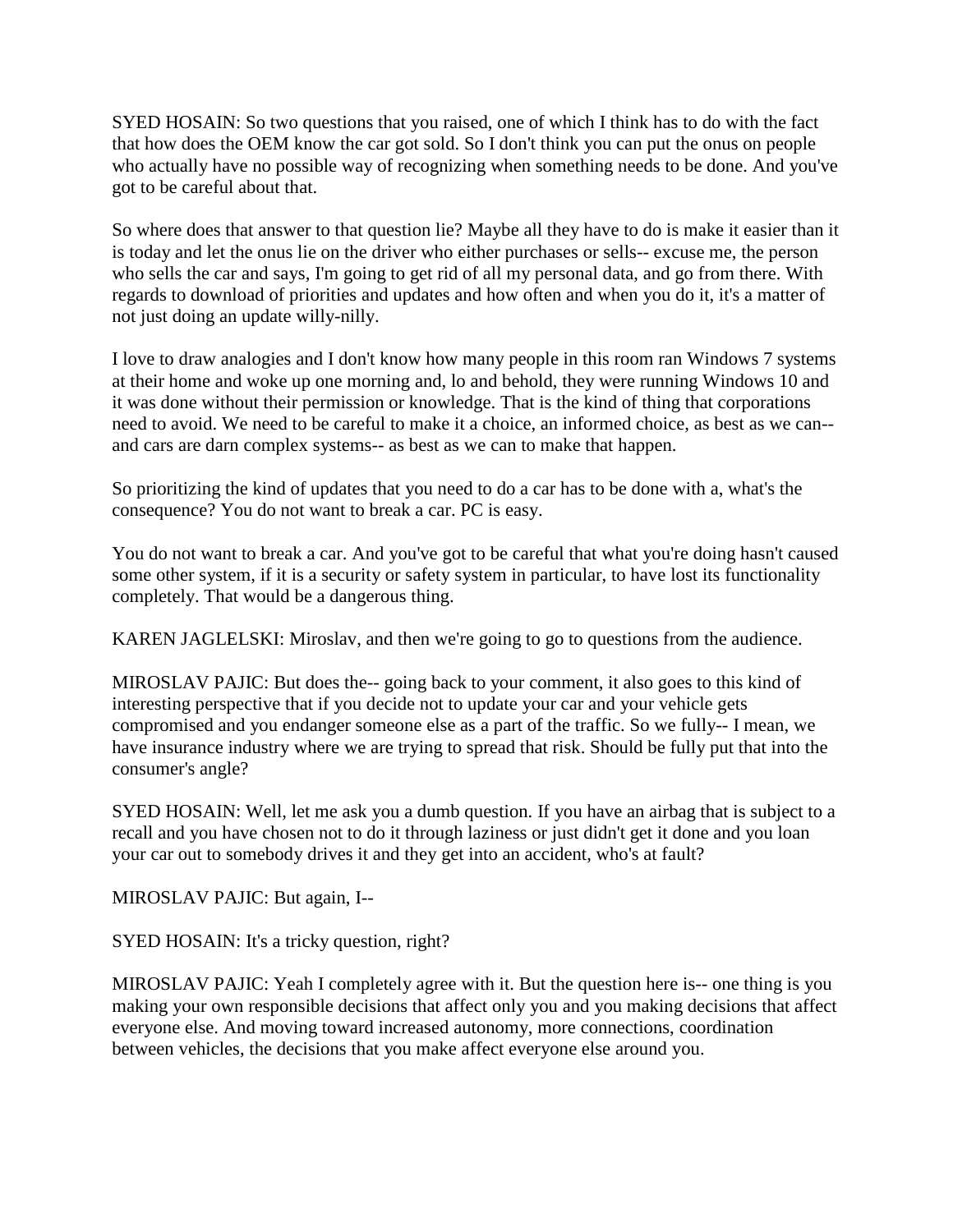SYED HOSAIN: So two questions that you raised, one of which I think has to do with the fact that how does the OEM know the car got sold. So I don't think you can put the onus on people who actually have no possible way of recognizing when something needs to be done. And you've got to be careful about that.

So where does that answer to that question lie? Maybe all they have to do is make it easier than it is today and let the onus lie on the driver who either purchases or sells-- excuse me, the person who sells the car and says, I'm going to get rid of all my personal data, and go from there. With regards to download of priorities and updates and how often and when you do it, it's a matter of not just doing an update willy-nilly.

I love to draw analogies and I don't know how many people in this room ran Windows 7 systems at their home and woke up one morning and, lo and behold, they were running Windows 10 and it was done without their permission or knowledge. That is the kind of thing that corporations need to avoid. We need to be careful to make it a choice, an informed choice, as best as we can-- and cars are darn complex systems-- as best as we can to make that happen.

So prioritizing the kind of updates that you need to do a car has to be done with a, what's the consequence? You do not want to break a car. PC is easy.

You do not want to break a car. And you've got to be careful that what you're doing hasn't caused some other system, if it is a security or safety system in particular, to have lost its functionality completely. That would be a dangerous thing.

KAREN JAGLELSKI: Miroslav, and then we're going to go to questions from the audience.

MIROSLAV PAJIC: But does the-- going back to your comment, it also goes to this kind of interesting perspective that if you decide not to update your car and your vehicle gets compromised and you endanger someone else as a part of the traffic. So we fully-- I mean, we have insurance industry where we are trying to spread that risk. Should be fully put that into the consumer's angle?

SYED HOSAIN: Well, let me ask you a dumb question. If you have an airbag that is subject to a recall and you have chosen not to do it through laziness or just didn't get it done and you loan your car out to somebody drives it and they get into an accident, who's at fault?

MIROSLAV PAJIC: But again, I--

SYED HOSAIN: It's a tricky question, right?

MIROSLAV PAJIC: Yeah I completely agree with it. But the question here is-- one thing is you making your own responsible decisions that affect only you and you making decisions that affect everyone else. And moving toward increased autonomy, more connections, coordination between vehicles, the decisions that you make affect everyone else around you.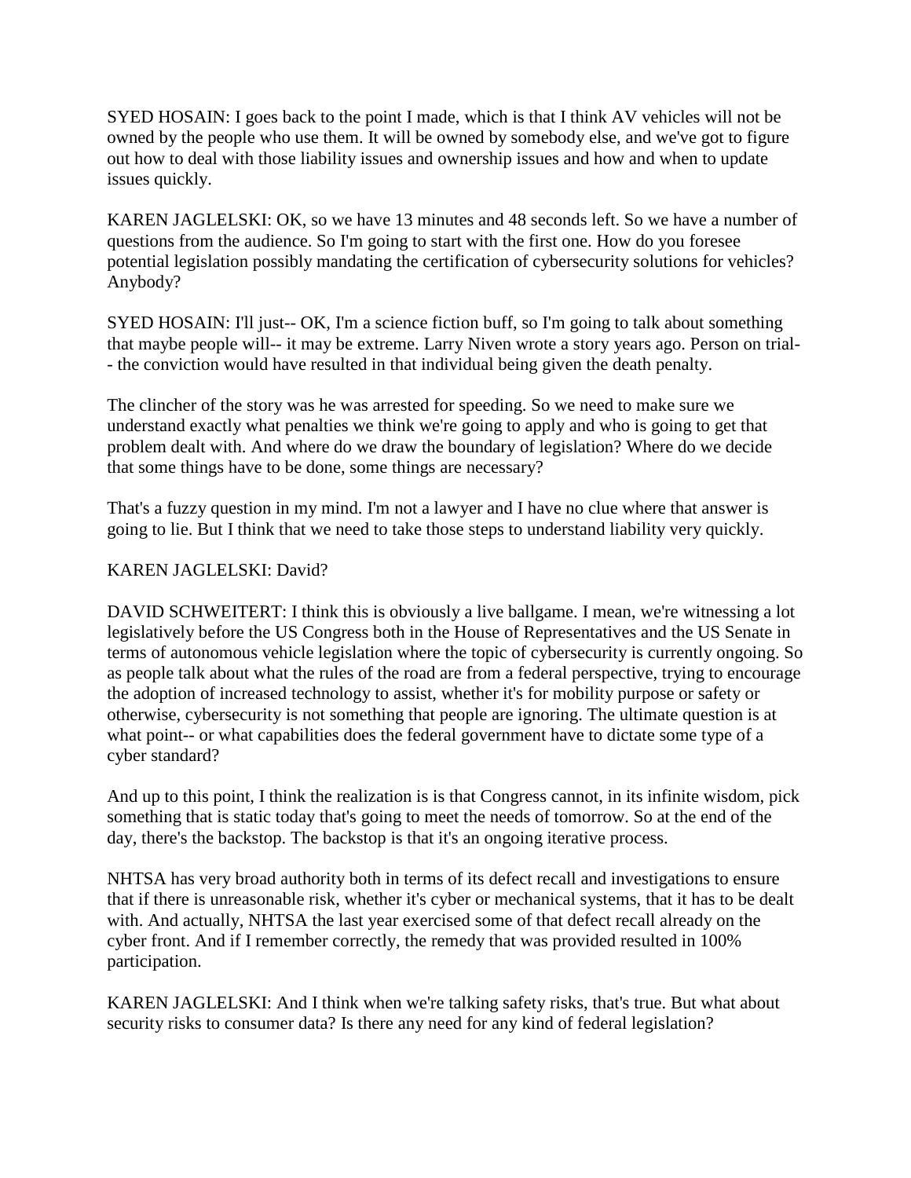SYED HOSAIN: I goes back to the point I made, which is that I think AV vehicles will not be owned by the people who use them. It will be owned by somebody else, and we've got to figure out how to deal with those liability issues and ownership issues and how and when to update issues quickly.

KAREN JAGLELSKI: OK, so we have 13 minutes and 48 seconds left. So we have a number of questions from the audience. So I'm going to start with the first one. How do you foresee potential legislation possibly mandating the certification of cybersecurity solutions for vehicles? Anybody?

SYED HOSAIN: I'll just-- OK, I'm a science fiction buff, so I'm going to talk about something that maybe people will-- it may be extreme. Larry Niven wrote a story years ago. Person on trial-- the conviction would have resulted in that individual being given the death penalty.

The clincher of the story was he was arrested for speeding. So we need to make sure we understand exactly what penalties we think we're going to apply and who is going to get that problem dealt with. And where do we draw the boundary of legislation? Where do we decide that some things have to be done, some things are necessary?

That's a fuzzy question in my mind. I'm not a lawyer and I have no clue where that answer is going to lie. But I think that we need to take those steps to understand liability very quickly.

KAREN JAGLELSKI: David?

DAVID SCHWEITERT: I think this is obviously a live ballgame. I mean, we're witnessing a lot legislatively before the US Congress both in the House of Representatives and the US Senate in terms of autonomous vehicle legislation where the topic of cybersecurity is currently ongoing. So as people talk about what the rules of the road are from a federal perspective, trying to encourage the adoption of increased technology to assist, whether it's for mobility purpose or safety or otherwise, cybersecurity is not something that people are ignoring. The ultimate question is at what point-- or what capabilities does the federal government have to dictate some type of a cyber standard?

And up to this point, I think the realization is is that Congress cannot, in its infinite wisdom, pick something that is static today that's going to meet the needs of tomorrow. So at the end of the day, there's the backstop. The backstop is that it's an ongoing iterative process.

NHTSA has very broad authority both in terms of its defect recall and investigations to ensure that if there is unreasonable risk, whether it's cyber or mechanical systems, that it has to be dealt with. And actually, NHTSA the last year exercised some of that defect recall already on the cyber front. And if I remember correctly, the remedy that was provided resulted in 100% participation.

KAREN JAGLELSKI: And I think when we're talking safety risks, that's true. But what about security risks to consumer data? Is there any need for any kind of federal legislation?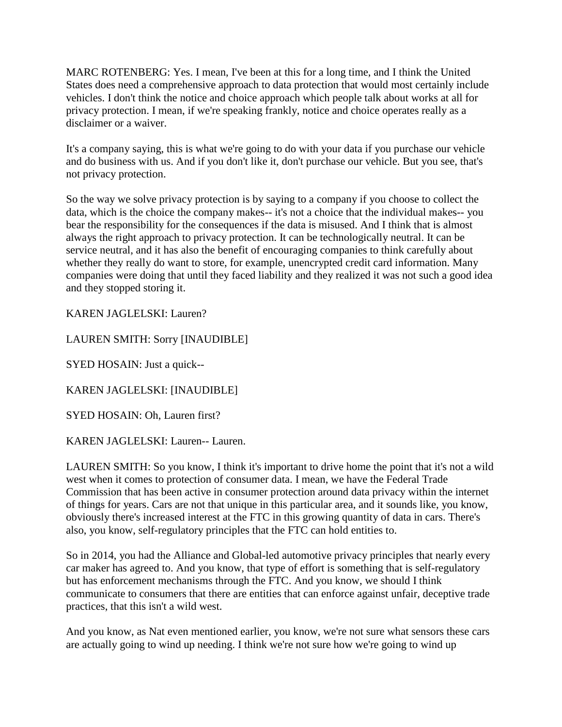MARC ROTENBERG: Yes. I mean, I've been at this for a long time, and I think the United States does need a comprehensive approach to data protection that would most certainly include vehicles. I don't think the notice and choice approach which people talk about works at all for privacy protection. I mean, if we're speaking frankly, notice and choice operates really as a disclaimer or a waiver.

It's a company saying, this is what we're going to do with your data if you purchase our vehicle and do business with us. And if you don't like it, don't purchase our vehicle. But you see, that's not privacy protection.

So the way we solve privacy protection is by saying to a company if you choose to collect the data, which is the choice the company makes-- it's not a choice that the individual makes-- you bear the responsibility for the consequences if the data is misused. And I think that is almost always the right approach to privacy protection. It can be technologically neutral. It can be service neutral, and it has also the benefit of encouraging companies to think carefully about whether they really do want to store, for example, unencrypted credit card information. Many companies were doing that until they faced liability and they realized it was not such a good idea and they stopped storing it.

KAREN JAGLELSKI: Lauren?

LAUREN SMITH: Sorry [INAUDIBLE]

SYED HOSAIN: Just a quick--

KAREN JAGLELSKI: [INAUDIBLE]

SYED HOSAIN: Oh, Lauren first?

KAREN JAGLELSKI: Lauren-- Lauren.

LAUREN SMITH: So you know, I think it's important to drive home the point that it's not a wild west when it comes to protection of consumer data. I mean, we have the Federal Trade Commission that has been active in consumer protection around data privacy within the internet of things for years. Cars are not that unique in this particular area, and it sounds like, you know, obviously there's increased interest at the FTC in this growing quantity of data in cars. There's also, you know, self-regulatory principles that the FTC can hold entities to.

So in 2014, you had the Alliance and Global-led automotive privacy principles that nearly every car maker has agreed to. And you know, that type of effort is something that is self-regulatory but has enforcement mechanisms through the FTC. And you know, we should I think communicate to consumers that there are entities that can enforce against unfair, deceptive trade practices, that this isn't a wild west.

And you know, as Nat even mentioned earlier, you know, we're not sure what sensors these cars are actually going to wind up needing. I think we're not sure how we're going to wind up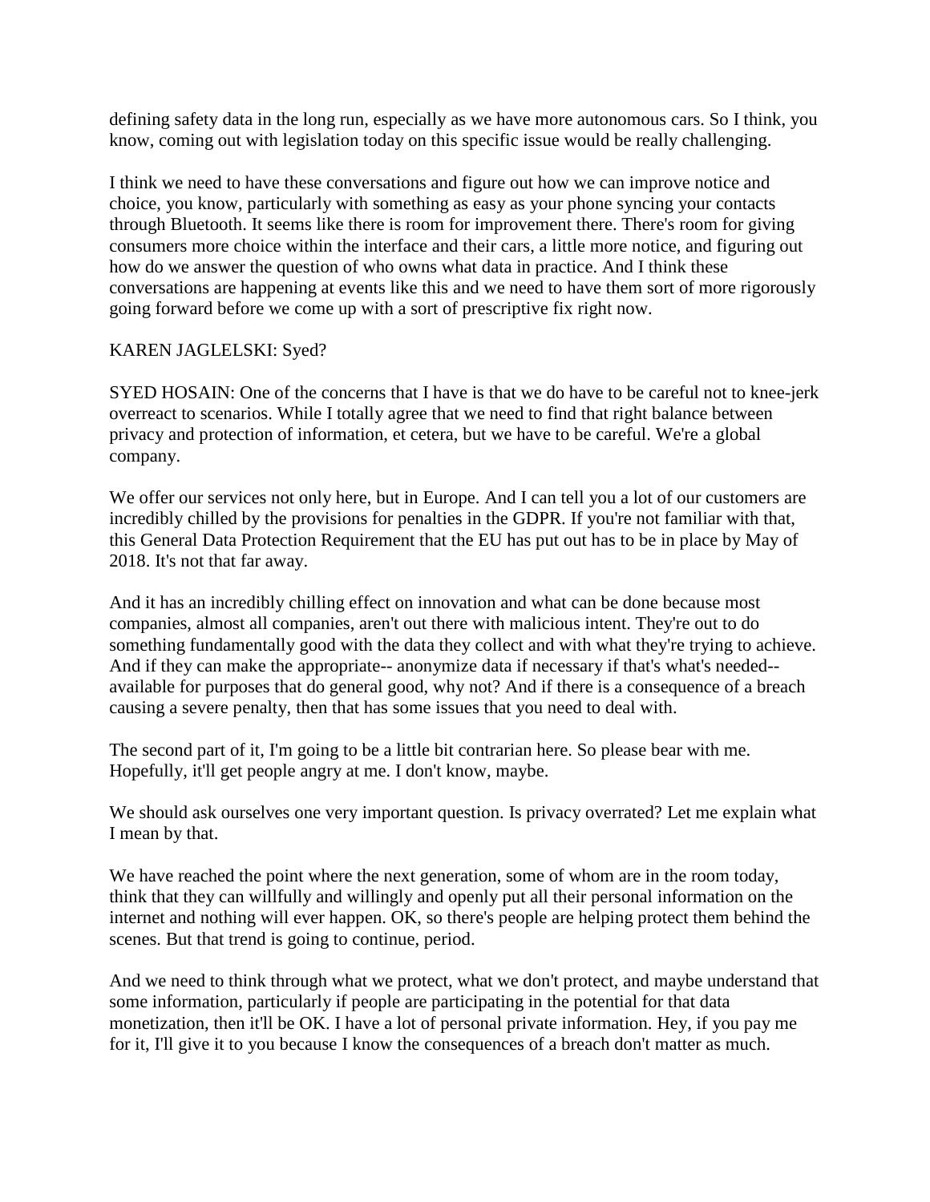defining safety data in the long run, especially as we have more autonomous cars. So I think, you know, coming out with legislation today on this specific issue would be really challenging.

I think we need to have these conversations and figure out how we can improve notice and choice, you know, particularly with something as easy as your phone syncing your contacts through Bluetooth. It seems like there is room for improvement there. There's room for giving consumers more choice within the interface and their cars, a little more notice, and figuring out how do we answer the question of who owns what data in practice. And I think these conversations are happening at events like this and we need to have them sort of more rigorously going forward before we come up with a sort of prescriptive fix right now.

KAREN JAGLELSKI: Syed?

SYED HOSAIN: One of the concerns that I have is that we do have to be careful not to knee-jerk overreact to scenarios. While I totally agree that we need to find that right balance between privacy and protection of information, et cetera, but we have to be careful. We're a global company.

We offer our services not only here, but in Europe. And I can tell you a lot of our customers are incredibly chilled by the provisions for penalties in the GDPR. If you're not familiar with that, this General Data Protection Requirement that the EU has put out has to be in place by May of 2018. It's not that far away.

And it has an incredibly chilling effect on innovation and what can be done because most companies, almost all companies, aren't out there with malicious intent. They're out to do something fundamentally good with the data they collect and with what they're trying to achieve. And if they can make the appropriate-- anonymize data if necessary if that's what's needed-- available for purposes that do general good, why not? And if there is a consequence of a breach causing a severe penalty, then that has some issues that you need to deal with.

The second part of it, I'm going to be a little bit contrarian here. So please bear with me. Hopefully, it'll get people angry at me. I don't know, maybe.

We should ask ourselves one very important question. Is privacy overrated? Let me explain what I mean by that.

We have reached the point where the next generation, some of whom are in the room today, think that they can willfully and willingly and openly put all their personal information on the internet and nothing will ever happen. OK, so there's people are helping protect them behind the scenes. But that trend is going to continue, period.

And we need to think through what we protect, what we don't protect, and maybe understand that some information, particularly if people are participating in the potential for that data monetization, then it'll be OK. I have a lot of personal private information. Hey, if you pay me for it, I'll give it to you because I know the consequences of a breach don't matter as much.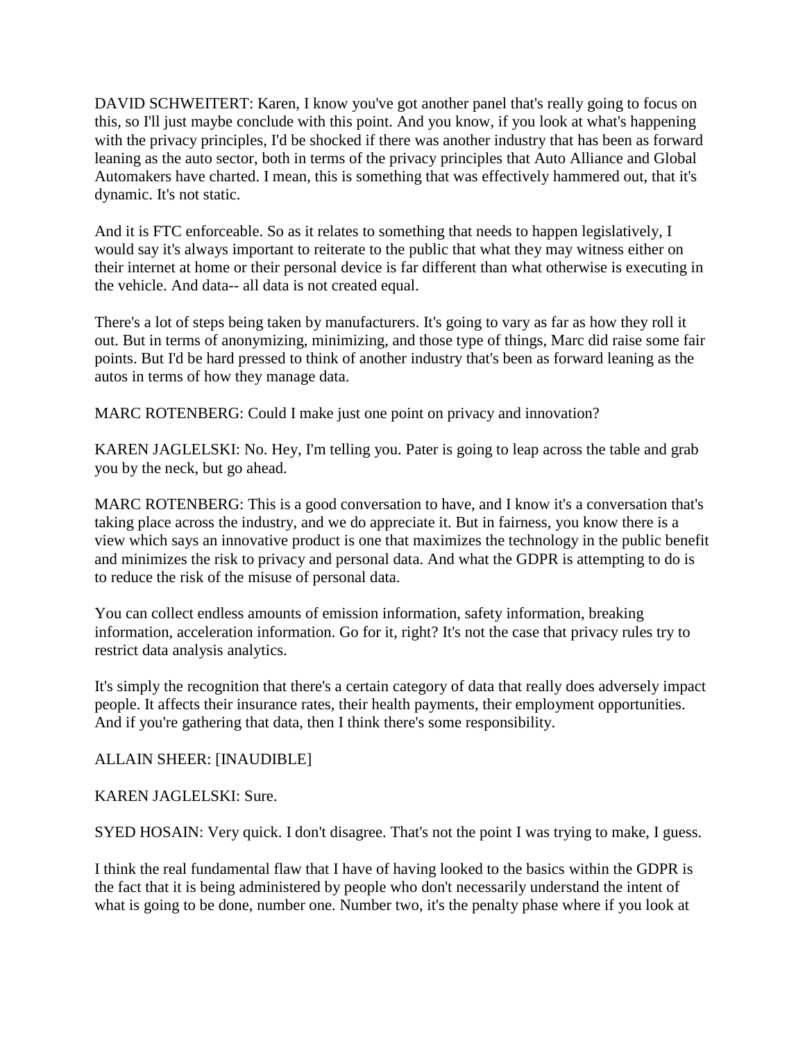DAVID SCHWEITERT: Karen, I know you've got another panel that's really going to focus on this, so I'll just maybe conclude with this point. And you know, if you look at what's happening with the privacy principles, I'd be shocked if there was another industry that has been as forward leaning as the auto sector, both in terms of the privacy principles that Auto Alliance and Global Automakers have charted. I mean, this is something that was effectively hammered out, that it's dynamic. It's not static.

And it is FTC enforceable. So as it relates to something that needs to happen legislatively, I would say it's always important to reiterate to the public that what they may witness either on their internet at home or their personal device is far different than what otherwise is executing in the vehicle. And data-- all data is not created equal.

There's a lot of steps being taken by manufacturers. It's going to vary as far as how they roll it out. But in terms of anonymizing, minimizing, and those type of things, Marc did raise some fair points. But I'd be hard pressed to think of another industry that's been as forward leaning as the autos in terms of how they manage data.

MARC ROTENBERG: Could I make just one point on privacy and innovation?

KAREN JAGLELSKI: No. Hey, I'm telling you. Pater is going to leap across the table and grab you by the neck, but go ahead.

MARC ROTENBERG: This is a good conversation to have, and I know it's a conversation that's taking place across the industry, and we do appreciate it. But in fairness, you know there is a view which says an innovative product is one that maximizes the technology in the public benefit and minimizes the risk to privacy and personal data. And what the GDPR is attempting to do is to reduce the risk of the misuse of personal data.

You can collect endless amounts of emission information, safety information, breaking information, acceleration information. Go for it, right? It's not the case that privacy rules try to restrict data analysis analytics.

It's simply the recognition that there's a certain category of data that really does adversely impact people. It affects their insurance rates, their health payments, their employment opportunities. And if you're gathering that data, then I think there's some responsibility.

ALLAIN SHEER: [INAUDIBLE]

KAREN JAGLELSKI: Sure.

SYED HOSAIN: Very quick. I don't disagree. That's not the point I was trying to make, I guess.

I think the real fundamental flaw that I have of having looked to the basics within the GDPR is the fact that it is being administered by people who don't necessarily understand the intent of what is going to be done, number one. Number two, it's the penalty phase where if you look at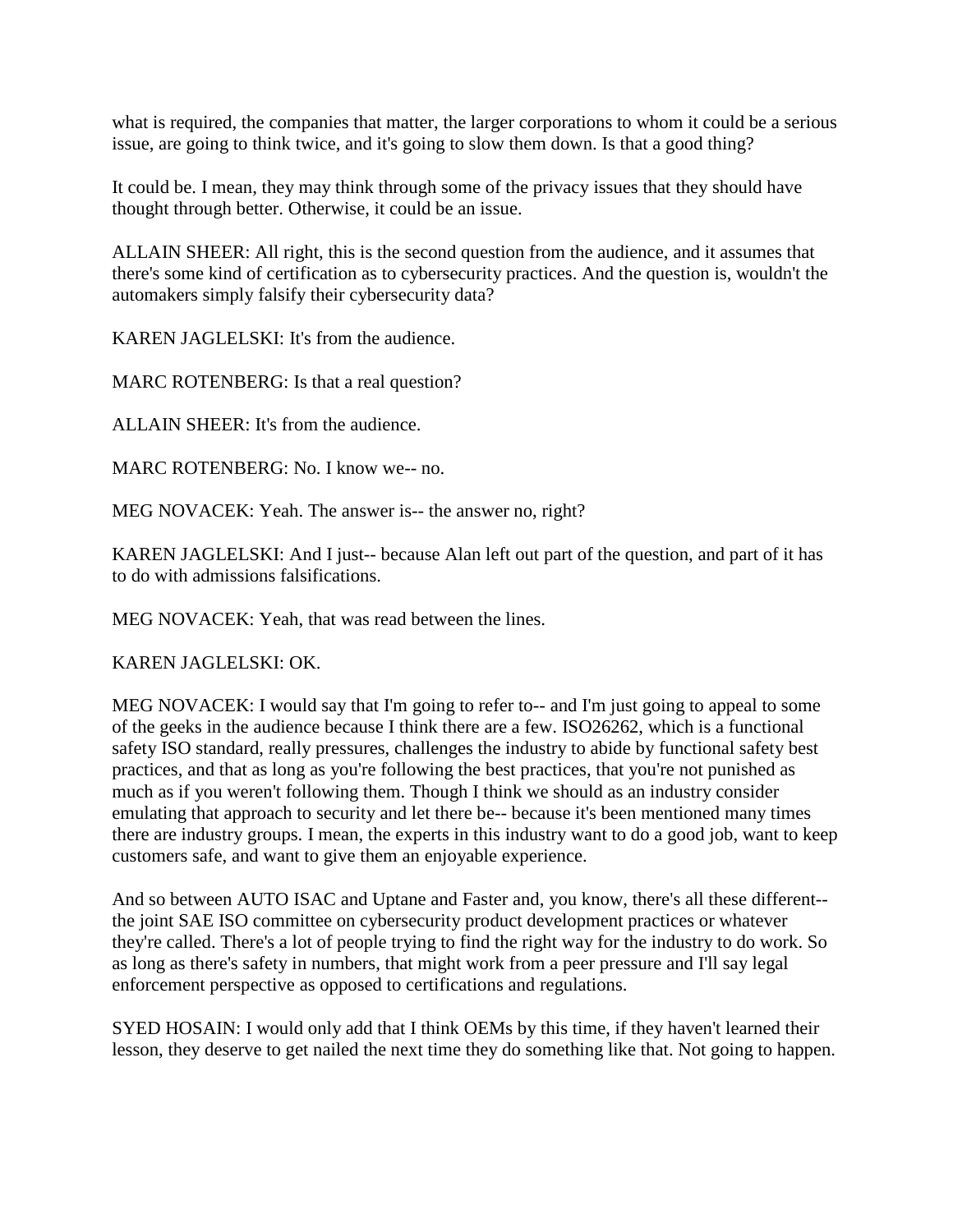what is required, the companies that matter, the larger corporations to whom it could be a serious issue, are going to think twice, and it's going to slow them down. Is that a good thing?

It could be. I mean, they may think through some of the privacy issues that they should have thought through better. Otherwise, it could be an issue.

ALLAIN SHEER: All right, this is the second question from the audience, and it assumes that there's some kind of certification as to cybersecurity practices. And the question is, wouldn't the automakers simply falsify their cybersecurity data?

KAREN JAGLELSKI: It's from the audience.

MARC ROTENBERG: Is that a real question?

ALLAIN SHEER: It's from the audience.

MARC ROTENBERG: No. I know we-- no.

MEG NOVACEK: Yeah. The answer is-- the answer no, right?

KAREN JAGLELSKI: And I just-- because Alan left out part of the question, and part of it has to do with admissions falsifications.

MEG NOVACEK: Yeah, that was read between the lines.

KAREN JAGLELSKI: OK.

MEG NOVACEK: I would say that I'm going to refer to-- and I'm just going to appeal to some of the geeks in the audience because I think there are a few. ISO26262, which is a functional safety ISO standard, really pressures, challenges the industry to abide by functional safety best practices, and that as long as you're following the best practices, that you're not punished as much as if you weren't following them. Though I think we should as an industry consider emulating that approach to security and let there be-- because it's been mentioned many times there are industry groups. I mean, the experts in this industry want to do a good job, want to keep customers safe, and want to give them an enjoyable experience.

And so between AUTO ISAC and Uptane and Faster and, you know, there's all these different-- the joint SAE ISO committee on cybersecurity product development practices or whatever they're called. There's a lot of people trying to find the right way for the industry to do work. So as long as there's safety in numbers, that might work from a peer pressure and I'll say legal enforcement perspective as opposed to certifications and regulations.

SYED HOSAIN: I would only add that I think OEMs by this time, if they haven't learned their lesson, they deserve to get nailed the next time they do something like that. Not going to happen.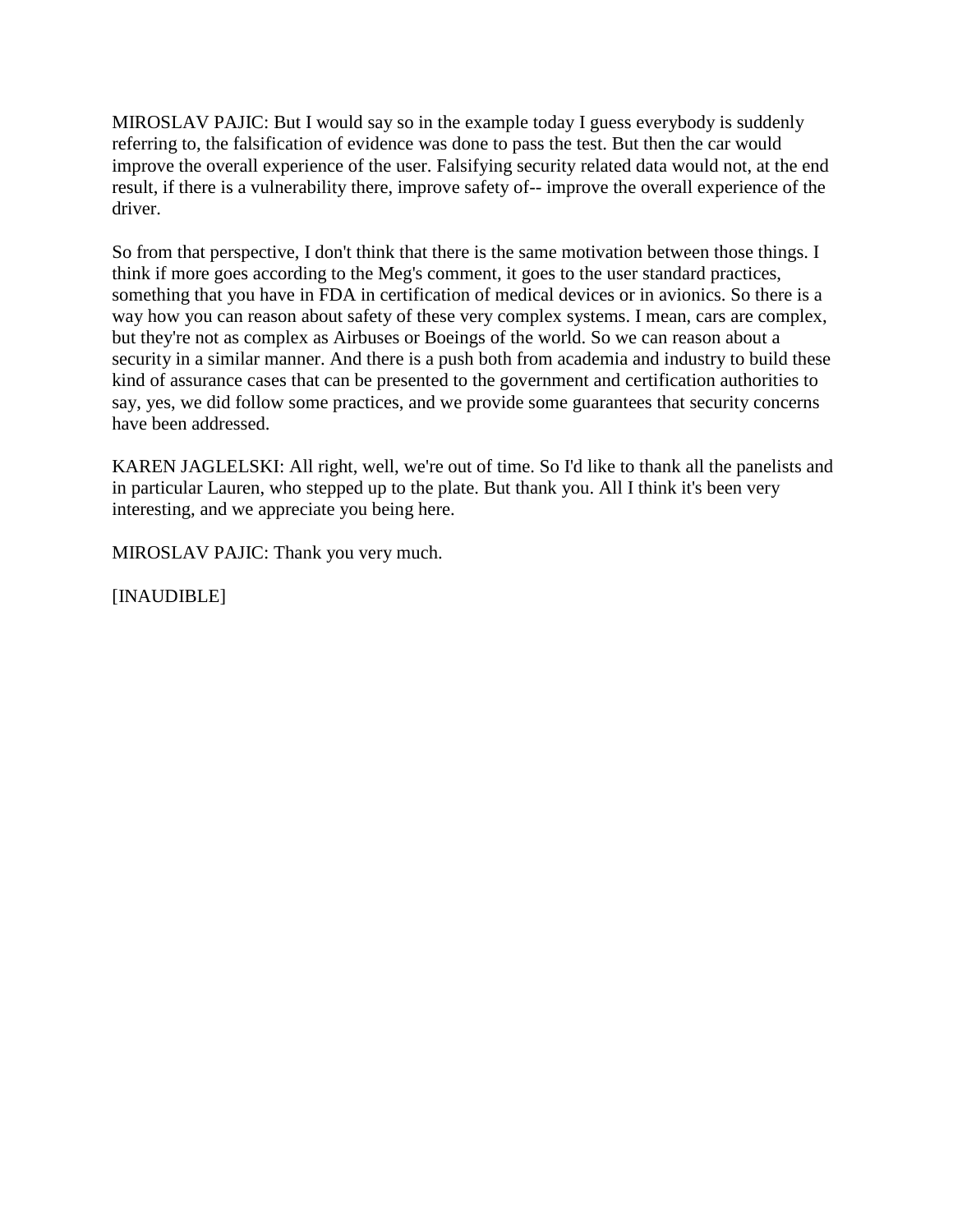MIROSLAV PAJIC: But I would say so in the example today I guess everybody is suddenly referring to, the falsification of evidence was done to pass the test. But then the car would improve the overall experience of the user. Falsifying security related data would not, at the end result, if there is a vulnerability there, improve safety of-- improve the overall experience of the driver.

So from that perspective, I don't think that there is the same motivation between those things. I think if more goes according to the Meg's comment, it goes to the user standard practices, something that you have in FDA in certification of medical devices or in avionics. So there is a way how you can reason about safety of these very complex systems. I mean, cars are complex, but they're not as complex as Airbuses or Boeings of the world. So we can reason about a security in a similar manner. And there is a push both from academia and industry to build these kind of assurance cases that can be presented to the government and certification authorities to say, yes, we did follow some practices, and we provide some guarantees that security concerns have been addressed.

KAREN JAGLELSKI: All right, well, we're out of time. So I'd like to thank all the panelists and in particular Lauren, who stepped up to the plate. But thank you. All I think it's been very interesting, and we appreciate you being here.

MIROSLAV PAJIC: Thank you very much.

[INAUDIBLE]